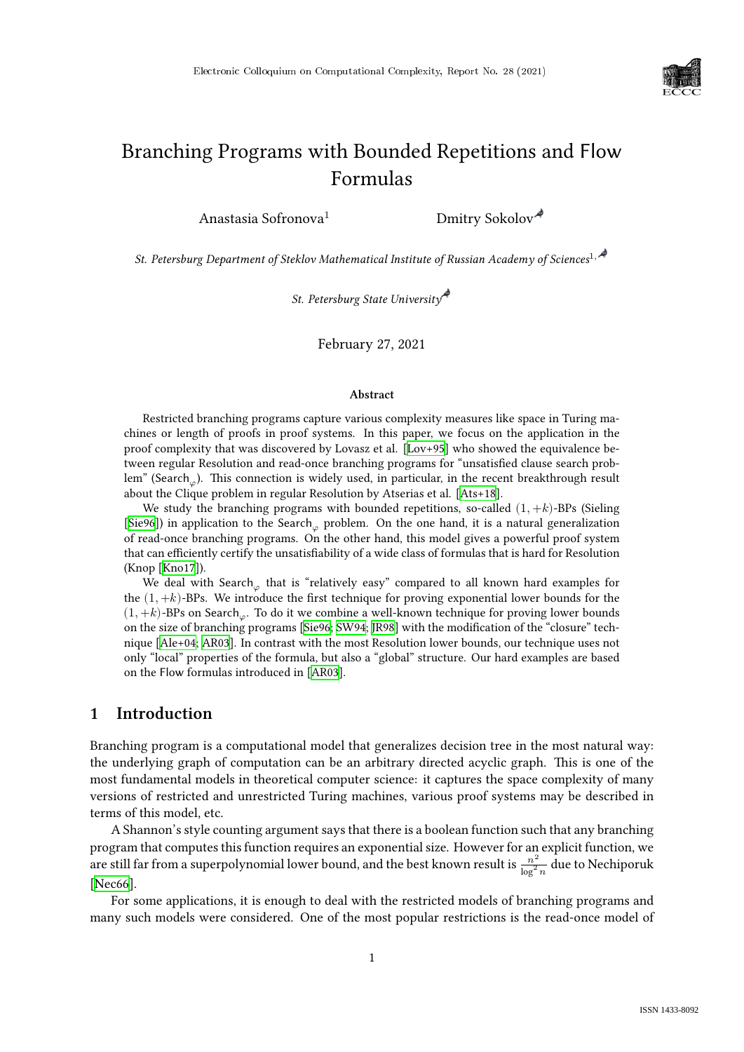# Branching Programs with Bounded Repetitions and Flow Formulas

Anastasia Sofronova[1] Dmitry Sokolov

*St. Petersburg Department of Steklov Mathematical Institute of Russian Academy of Sciences*[1]

*St. Petersburg State University*

February 27, 2021

### Abstract

Restricted branching programs capture various complexity measures like space in Turing machines or length of proofs in proof systems. In this paper, we focus on the application in the proof complexity that was discovered by Lovasz et al. [Lov+95] who showed the equivalence between regular Resolution and read-once branching programs for "unsatisfied clause search problem" ($\text{Search}_\varphi$). This connection is widely used, in particular, in the recent breakthrough result about the Clique problem in regular Resolution by Atserias et al. [Ats+18].

We study the branching programs with bounded repetitions, so-called $(1, +k)$-BPs (Sieling [Sie96]) in application to the $\text{Search}_\varphi$ problem. On the one hand, it is a natural generalization of read-once branching programs. On the other hand, this model gives a powerful proof system that can efficiently certify the unsatisfiability of a wide class of formulas that is hard for Resolution (Knop [Kno17]).

We deal with $\text{Search}_\varphi$ that is "relatively easy" compared to all known hard examples for the $(1, +k)$-BPs. We introduce the first technique for proving exponential lower bounds for the $(1, +k)$-BPs on $\text{Search}_\varphi$. To do it we combine a well-known technique for proving lower bounds on the size of branching programs [Sie96; SW94; JR98] with the modification of the "closure" technique [Ale+04; AR03]. In contrast with the most Resolution lower bounds, our technique uses not only "local" properties of the formula, but also a "global" structure. Our hard examples are based on the Flow formulas introduced in [AR03].

## 1 Introduction

Branching program is a computational model that generalizes decision tree in the most natural way: the underlying graph of computation can be an arbitrary directed acyclic graph. This is one of the most fundamental models in theoretical computer science: it captures the space complexity of many versions of restricted and unrestricted Turing machines, various proof systems may be described in terms of this model, etc.

A Shannon's style counting argument says that there is a boolean function such that any branching program that computes this function requires an exponential size. However for an explicit function, we are still far from a superpolynomial lower bound, and the best known result is $\frac{n^2}{\log^2 n}$ due to Nechiporuk [Nec66].

For some applications, it is enough to deal with the restricted models of branching programs and many such models were considered. One of the most popular restrictions is the read-once model of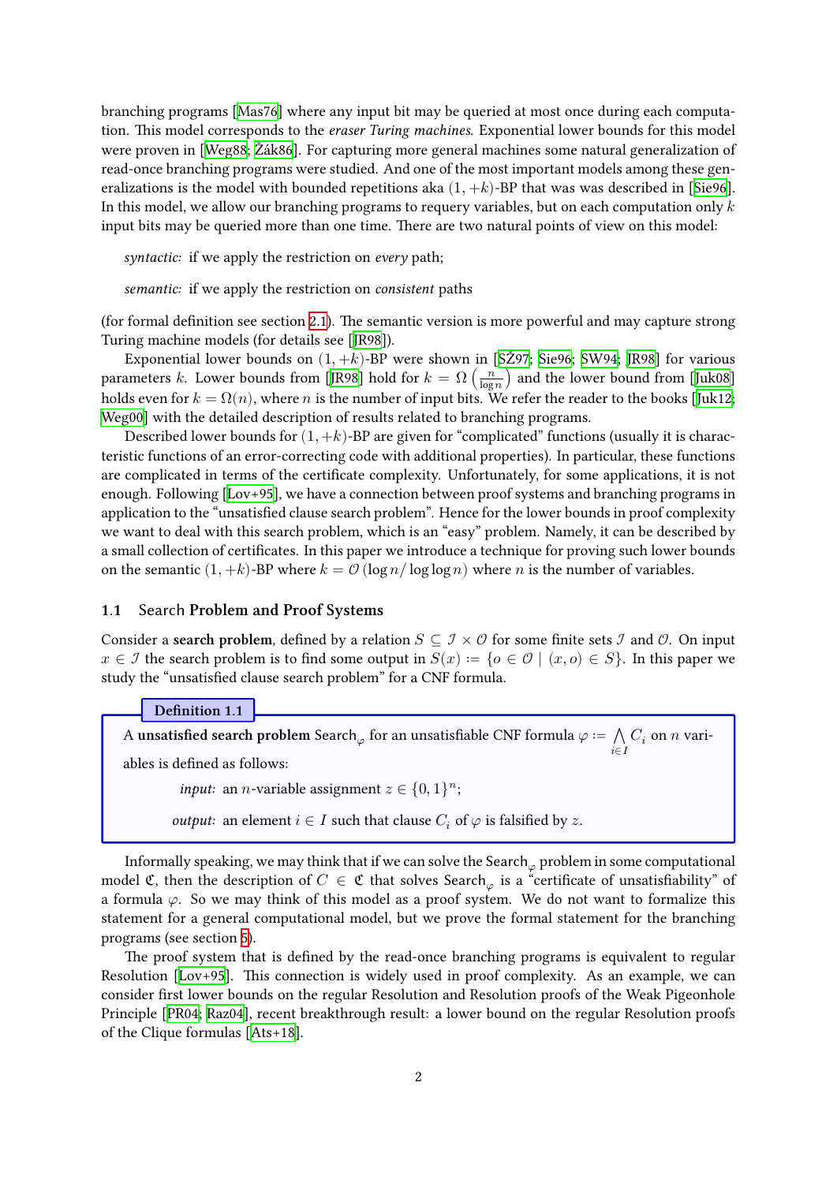branching programs [Mas76] where any input bit may be queried at most once during each computation. This model corresponds to the *eraser Turing machines*. Exponential lower bounds for this model were proven in [Weg88; Žák86]. For capturing more general machines some natural generalization of read-once branching programs were studied. And one of the most important models among these generalizations is the model with bounded repetitions aka $(1, +k)$-BP that was was described in [Sie96]. In this model, we allow our branching programs to requery variables, but on each computation only $k$ input bits may be queried more than one time. There are two natural points of view on this model:

*syntactic:* if we apply the restriction on *every* path;

*semantic:* if we apply the restriction on *consistent* paths

(for formal definition see section 2.1). The semantic version is more powerful and may capture strong Turing machine models (for details see [JR98]).

Exponential lower bounds on $(1, +k)$-BP were shown in [SŽ97; Sie96; SW94; JR98] for various parameters $k$. Lower bounds from [JR98] hold for $k = \Omega\left(\frac{n}{\log n}\right)$ and the lower bound from [Juk08] holds even for $k = \Omega(n)$, where $n$ is the number of input bits. We refer the reader to the books [Juk12; Weg00] with the detailed description of results related to branching programs.

Described lower bounds for $(1, +k)$-BP are given for "complicated" functions (usually it is characteristic functions of an error-correcting code with additional properties). In particular, these functions are complicated in terms of the certificate complexity. Unfortunately, for some applications, it is not enough. Following [Lov+95], we have a connection between proof systems and branching programs in application to the "unsatisfied clause search problem". Hence for the lower bounds in proof complexity we want to deal with this search problem, which is an "easy" problem. Namely, it can be described by a small collection of certificates. In this paper we introduce a technique for proving such lower bounds on the semantic $(1, +k)$-BP where $k = \mathcal{O}(\log n / \log\log n)$ where $n$ is the number of variables.

## 1.1 Search **Problem and Proof Systems**

Consider a **search problem**, defined by a relation $S \subseteq \mathcal{I} \times \mathcal{O}$ for some finite sets $\mathcal{I}$ and $\mathcal{O}$. On input $x \in \mathcal{I}$ the search problem is to find some output in $S(x) := \{o \in \mathcal{O} \mid (x, o) \in S\}$. In this paper we study the "unsatisfied clause search problem" for a CNF formula.

**Definition 1.1**

A **unsatisfied search problem** $\mathsf{Search}_\varphi$ for an unsatisfiable CNF formula $\varphi := \bigwedge_{i \in I} C_i$ on $n$ variables is defined as follows:

*input:* an $n$-variable assignment $z \in \{0,1\}^n$;

*output:* an element $i \in I$ such that clause $C_i$ of $\varphi$ is falsified by $z$.

Informally speaking, we may think that if we can solve the $\mathsf{Search}_\varphi$ problem in some computational model $\mathfrak{C}$, then the description of $C \in \mathfrak{C}$ that solves $\mathsf{Search}_\varphi$ is a "certificate of unsatisfiability" of a formula $\varphi$. So we may think of this model as a proof system. We do not want to formalize this statement for a general computational model, but we prove the formal statement for the branching programs (see section 5).

The proof system that is defined by the read-once branching programs is equivalent to regular Resolution [Lov+95]. This connection is widely used in proof complexity. As an example, we can consider first lower bounds on the regular Resolution and Resolution proofs of the Weak Pigeonhole Principle [PR04; Raz04], recent breakthrough result: a lower bound on the regular Resolution proofs of the Clique formulas [Ats+18].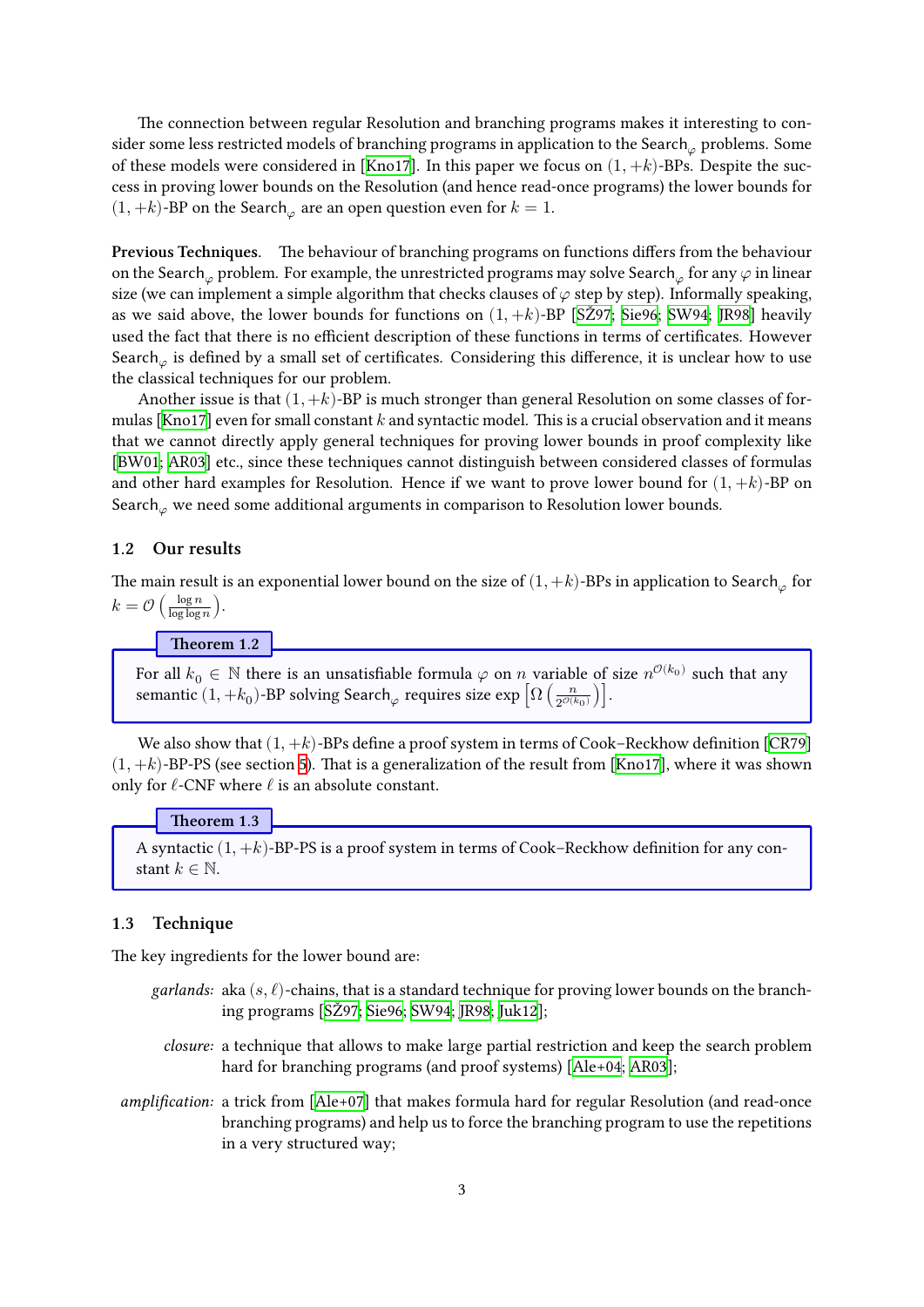The connection between regular Resolution and branching programs makes it interesting to consider some less restricted models of branching programs in application to the $\mathrm{Search}_\varphi$ problems. Some of these models were considered in [Kno17]. In this paper we focus on $(1, +k)$-BPs. Despite the success in proving lower bounds on the Resolution (and hence read-once programs) the lower bounds for $(1, +k)$-BP on the $\mathrm{Search}_\varphi$ are an open question even for $k = 1$.

**Previous Techniques.** The behaviour of branching programs on functions differs from the behaviour on the $\mathrm{Search}_\varphi$ problem. For example, the unrestricted programs may solve $\mathrm{Search}_\varphi$ for any $\varphi$ in linear size (we can implement a simple algorithm that checks clauses of $\varphi$ step by step). Informally speaking, as we said above, the lower bounds for functions on $(1, +k)$-BP [SŽ97; Sie96; SW94; JR98] heavily used the fact that there is no efficient description of these functions in terms of certificates. However $\mathrm{Search}_\varphi$ is defined by a small set of certificates. Considering this difference, it is unclear how to use the classical techniques for our problem.

Another issue is that $(1, +k)$-BP is much stronger than general Resolution on some classes of formulas [Kno17] even for small constant $k$ and syntactic model. This is a crucial observation and it means that we cannot directly apply general techniques for proving lower bounds in proof complexity like [BW01; AR03] etc., since these techniques cannot distinguish between considered classes of formulas and other hard examples for Resolution. Hence if we want to prove lower bound for $(1, +k)$-BP on $\mathrm{Search}_\varphi$ we need some additional arguments in comparison to Resolution lower bounds.

### 1.2 Our results

The main result is an exponential lower bound on the size of $(1, +k)$-BPs in application to $\mathrm{Search}_\varphi$ for $k = \mathcal{O}\left(\frac{\log n}{\log \log n}\right)$.

**Theorem 1.2**

For all $k_0 \in \mathbb{N}$ there is an unsatisfiable formula $\varphi$ on $n$ variable of size $n^{\mathcal{O}(k_0)}$ such that any semantic $(1, +k_0)$-BP solving $\mathrm{Search}_\varphi$ requires size $\exp\left[\Omega\left(\frac{n}{2^{\mathcal{O}(k_0)}}\right)\right]$.

We also show that $(1, +k)$-BPs define a proof system in terms of Cook–Reckhow definition [CR79] $(1, +k)$-BP-PS (see section 5). That is a generalization of the result from [Kno17], where it was shown only for $\ell$-CNF where $\ell$ is an absolute constant.

**Theorem 1.3**

A syntactic $(1, +k)$-BP-PS is a proof system in terms of Cook–Reckhow definition for any constant $k \in \mathbb{N}$.

### 1.3 Technique

The key ingredients for the lower bound are:

- *garlands:* aka $(s, \ell)$-chains, that is a standard technique for proving lower bounds on the branching programs [SŽ97; Sie96; SW94; JR98; Juk12];
- *closure:* a technique that allows to make large partial restriction and keep the search problem hard for branching programs (and proof systems) [Ale+04; AR03];
- *amplification:* a trick from [Ale+07] that makes formula hard for regular Resolution (and read-once branching programs) and help us to force the branching program to use the repetitions in a very structured way;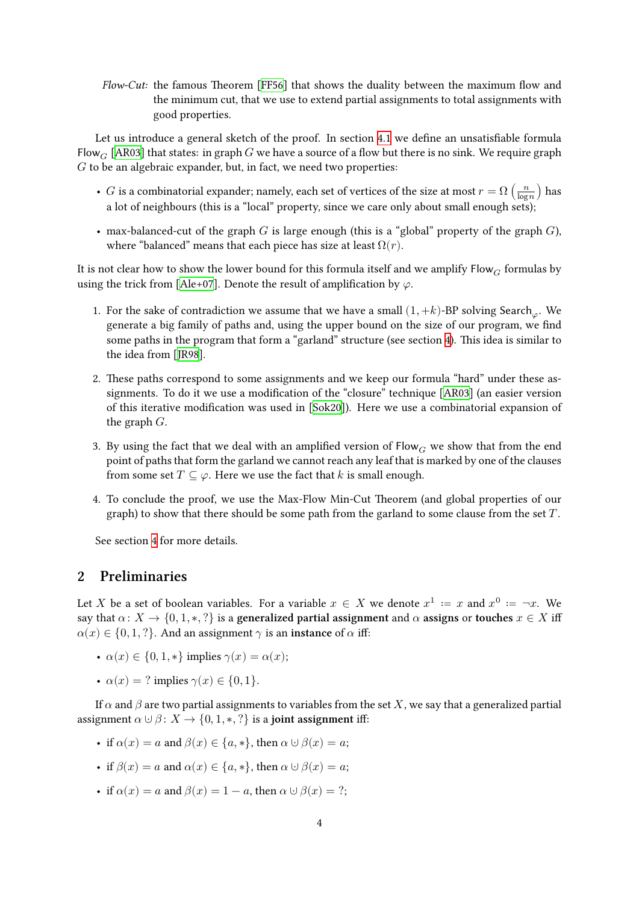*Flow-Cut:* the famous Theorem [FF56] that shows the duality between the maximum flow and the minimum cut, that we use to extend partial assignments to total assignments with good properties.

Let us introduce a general sketch of the proof. In section 4.1 we define an unsatisfiable formula $\mathsf{Flow}_G$ [AR03] that states: in graph $G$ we have a source of a flow but there is no sink. We require graph $G$ to be an algebraic expander, but, in fact, we need two properties:

- $G$ is a combinatorial expander; namely, each set of vertices of the size at most $r = \Omega\left(\frac{n}{\log n}\right)$ has a lot of neighbours (this is a "local" property, since we care only about small enough sets);
- max-balanced-cut of the graph $G$ is large enough (this is a "global" property of the graph $G$), where "balanced" means that each piece has size at least $\Omega(r)$.

It is not clear how to show the lower bound for this formula itself and we amplify $\mathsf{Flow}_G$ formulas by using the trick from [Ale+07]. Denote the result of amplification by $\varphi$.

1. For the sake of contradiction we assume that we have a small $(1, +k)$-BP solving $\mathrm{Search}_\varphi$. We generate a big family of paths and, using the upper bound on the size of our program, we find some paths in the program that form a "garland" structure (see section 4). This idea is similar to the idea from [JR98].
2. These paths correspond to some assignments and we keep our formula "hard" under these assignments. To do it we use a modification of the "closure" technique [AR03] (an easier version of this iterative modification was used in [Sok20]). Here we use a combinatorial expansion of the graph $G$.
3. By using the fact that we deal with an amplified version of $\mathsf{Flow}_G$ we show that from the end point of paths that form the garland we cannot reach any leaf that is marked by one of the clauses from some set $T \subseteq \varphi$. Here we use the fact that $k$ is small enough.
4. To conclude the proof, we use the Max-Flow Min-Cut Theorem (and global properties of our graph) to show that there should be some path from the garland to some clause from the set $T$.

See section 4 for more details.

## 2 Preliminaries

Let $X$ be a set of boolean variables. For a variable $x \in X$ we denote $x^1 := x$ and $x^0 := \neg x$. We say that $\alpha \colon X \to \{0, 1, *, ?\}$ is a **generalized partial assignment** and $\alpha$ **assigns** or **touches** $x \in X$ iff $\alpha(x) \in \{0, 1, ?\}$. And an assignment $\gamma$ is an **instance** of $\alpha$ iff:

- $\alpha(x) \in \{0, 1, *\}$ implies $\gamma(x) = \alpha(x)$;
- $\alpha(x) = ?$ implies $\gamma(x) \in \{0, 1\}$.

If $\alpha$ and $\beta$ are two partial assignments to variables from the set $X$, we say that a generalized partial assignment $\alpha \uplus \beta \colon X \to \{0, 1, *, ?\}$ is a **joint assignment** iff:

- if $\alpha(x) = a$ and $\beta(x) \in \{a, *\}$, then $\alpha \uplus \beta(x) = a$;
- if $\beta(x) = a$ and $\alpha(x) \in \{a, *\}$, then $\alpha \uplus \beta(x) = a$;
- if $\alpha(x) = a$ and $\beta(x) = 1 - a$, then $\alpha \uplus \beta(x) = ?$;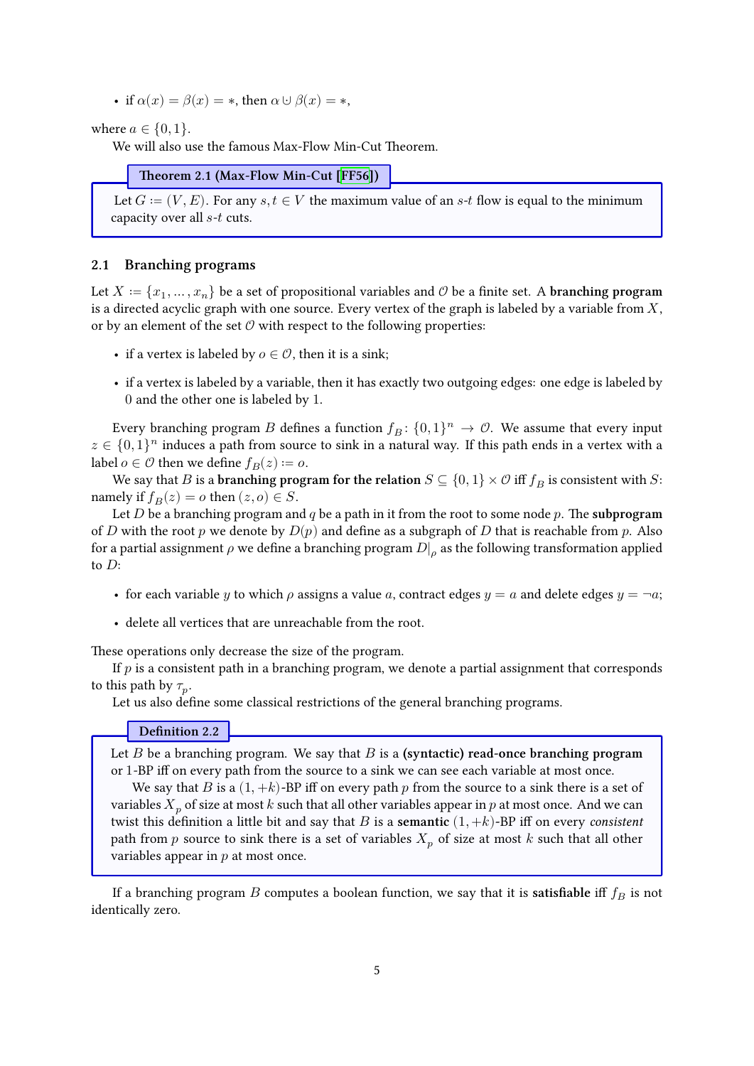- if $\alpha(x) = \beta(x) = *$, then $\alpha \uplus \beta(x) = *$,

where $a \in \{0, 1\}$.

We will also use the famous Max-Flow Min-Cut Theorem.

**Theorem 2.1 (Max-Flow Min-Cut [FF56])**

Let $G := (V, E)$. For any $s, t \in V$ the maximum value of an $s$-$t$ flow is equal to the minimum capacity over all $s$-$t$ cuts.

### 2.1 Branching programs

Let $X := \{x_1, \dots, x_n\}$ be a set of propositional variables and $\mathcal{O}$ be a finite set. A **branching program** is a directed acyclic graph with one source. Every vertex of the graph is labeled by a variable from $X$, or by an element of the set $\mathcal{O}$ with respect to the following properties:

- if a vertex is labeled by $o \in \mathcal{O}$, then it is a sink;
- if a vertex is labeled by a variable, then it has exactly two outgoing edges: one edge is labeled by $0$ and the other one is labeled by $1$.

Every branching program $B$ defines a function $f_B \colon \{0, 1\}^n \to \mathcal{O}$. We assume that every input $z \in \{0, 1\}^n$ induces a path from source to sink in a natural way. If this path ends in a vertex with a label $o \in \mathcal{O}$ then we define $f_B(z) := o$.

We say that $B$ is a **branching program for the relation** $S \subseteq \{0, 1\} \times \mathcal{O}$ iff $f_B$ is consistent with $S$: namely if $f_B(z) = o$ then $(z, o) \in S$.

Let $D$ be a branching program and $q$ be a path in it from the root to some node $p$. The **subprogram** of $D$ with the root $p$ we denote by $D(p)$ and define as a subgraph of $D$ that is reachable from $p$. Also for a partial assignment $\rho$ we define a branching program $D|_\rho$ as the following transformation applied to $D$:

- for each variable $y$ to which $\rho$ assigns a value $a$, contract edges $y = a$ and delete edges $y = \neg a$;
- delete all vertices that are unreachable from the root.

These operations only decrease the size of the program.

If $p$ is a consistent path in a branching program, we denote a partial assignment that corresponds to this path by $\tau_p$.

Let us also define some classical restrictions of the general branching programs.

**Definition 2.2**

Let $B$ be a branching program. We say that $B$ is a **(syntactic) read-once branching program** or 1-BP iff on every path from the source to a sink we can see each variable at most once.

We say that $B$ is a $(1, +k)$-BP iff on every path $p$ from the source to a sink there is a set of variables $X_p$ of size at most $k$ such that all other variables appear in $p$ at most once. And we can twist this definition a little bit and say that $B$ is a **semantic** $(1, +k)$-BP iff on every *consistent* path from $p$ source to sink there is a set of variables $X_p$ of size at most $k$ such that all other variables appear in $p$ at most once.

If a branching program $B$ computes a boolean function, we say that it is **satisfiable** iff $f_B$ is not identically zero.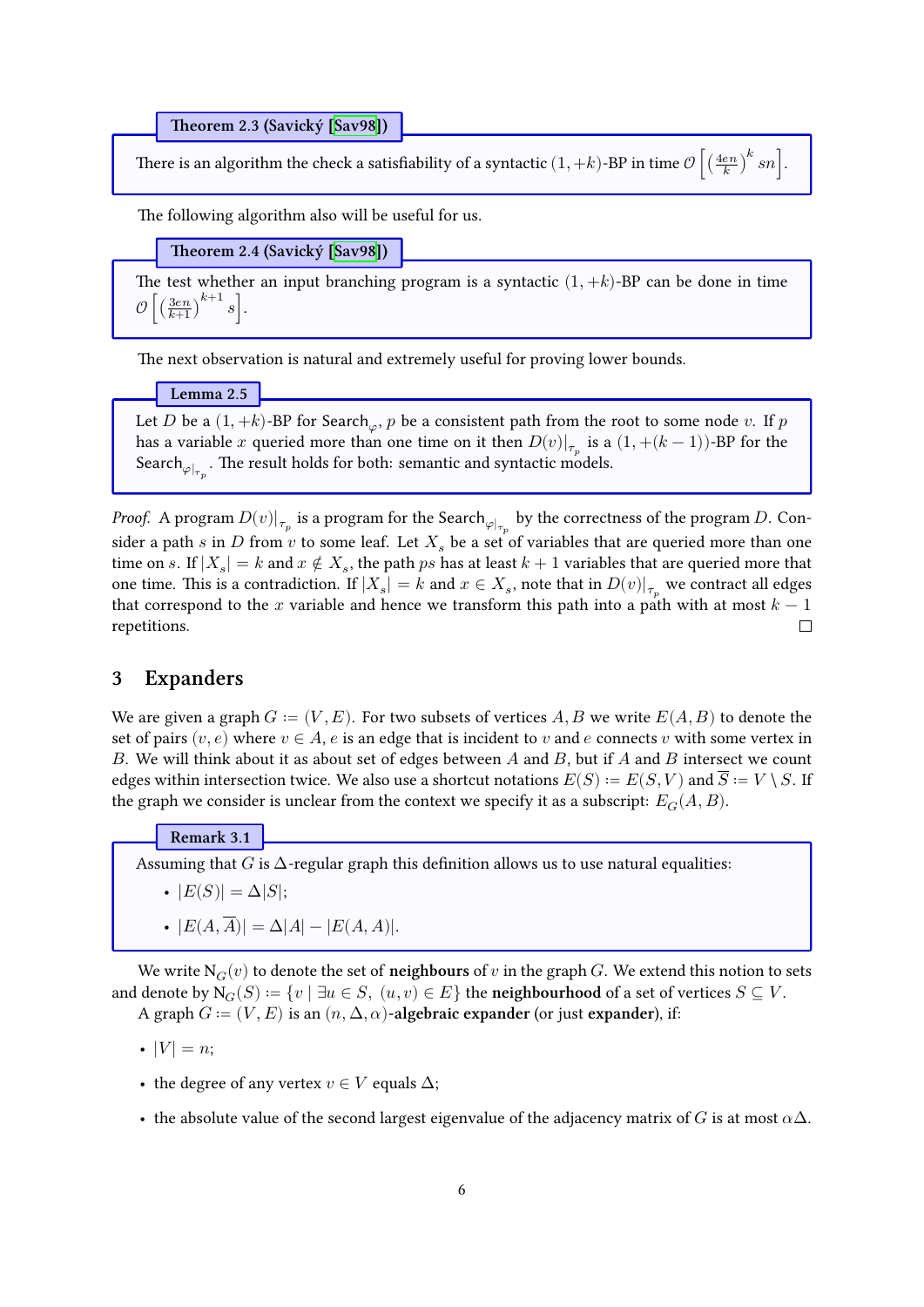**Theorem 2.3 (Savický [Sav98])**

There is an algorithm the check a satisfiability of a syntactic $(1, +k)$-BP in time $\mathcal{O}\left[\left(\frac{4en}{k}\right)^k sn\right]$.

The following algorithm also will be useful for us.

**Theorem 2.4 (Savický [Sav98])**

The test whether an input branching program is a syntactic $(1, +k)$-BP can be done in time $\mathcal{O}\left[\left(\frac{3en}{k+1}\right)^{k+1} s\right]$.

The next observation is natural and extremely useful for proving lower bounds.

**Lemma 2.5**

Let $D$ be a $(1, +k)$-BP for $\text{Search}_\varphi$, $p$ be a consistent path from the root to some node $v$. If $p$ has a variable $x$ queried more than one time on it then $D(v)|_{\tau_p}$ is a $(1, +(k-1))$-BP for the $\text{Search}_{\varphi|_{\tau_p}}$. The result holds for both: semantic and syntactic models.

*Proof.* A program $D(v)|_{\tau_p}$ is a program for the $\text{Search}_{\varphi|_{\tau_p}}$ by the correctness of the program $D$. Consider a path $s$ in $D$ from $v$ to some leaf. Let $X_s$ be a set of variables that are queried more than one time on $s$. If $|X_s| = k$ and $x \notin X_s$, the path $ps$ has at least $k+1$ variables that are queried more that one time. This is a contradiction. If $|X_s| = k$ and $x \in X_s$, note that in $D(v)|_{\tau_p}$ we contract all edges that correspond to the $x$ variable and hence we transform this path into a path with at most $k-1$ repetitions. □

## 3 Expanders

We are given a graph $G := (V, E)$. For two subsets of vertices $A, B$ we write $E(A, B)$ to denote the set of pairs $(v, e)$ where $v \in A$, $e$ is an edge that is incident to $v$ and $e$ connects $v$ with some vertex in $B$. We will think about it as about set of edges between $A$ and $B$, but if $A$ and $B$ intersect we count edges within intersection twice. We also use a shortcut notations $E(S) := E(S, V)$ and $\overline{S} := V \setminus S$. If the graph we consider is unclear from the context we specify it as a subscript: $E_G(A, B)$.

**Remark 3.1**

Assuming that $G$ is $\Delta$-regular graph this definition allows us to use natural equalities:

- $|E(S)| = \Delta|S|$;
- $|E(A, \overline{A})| = \Delta|A| - |E(A, A)|$.

We write $\text{N}_G(v)$ to denote the set of **neighbours** of $v$ in the graph $G$. We extend this notion to sets and denote by $\text{N}_G(S) := \{v \mid \exists u \in S,\ (u, v) \in E\}$ the **neighbourhood** of a set of vertices $S \subseteq V$.

A graph $G := (V, E)$ is an $(n, \Delta, \alpha)$**-algebraic expander** (or just **expander**), if:

- $|V| = n$;
- the degree of any vertex $v \in V$ equals $\Delta$;
- the absolute value of the second largest eigenvalue of the adjacency matrix of $G$ is at most $\alpha\Delta$.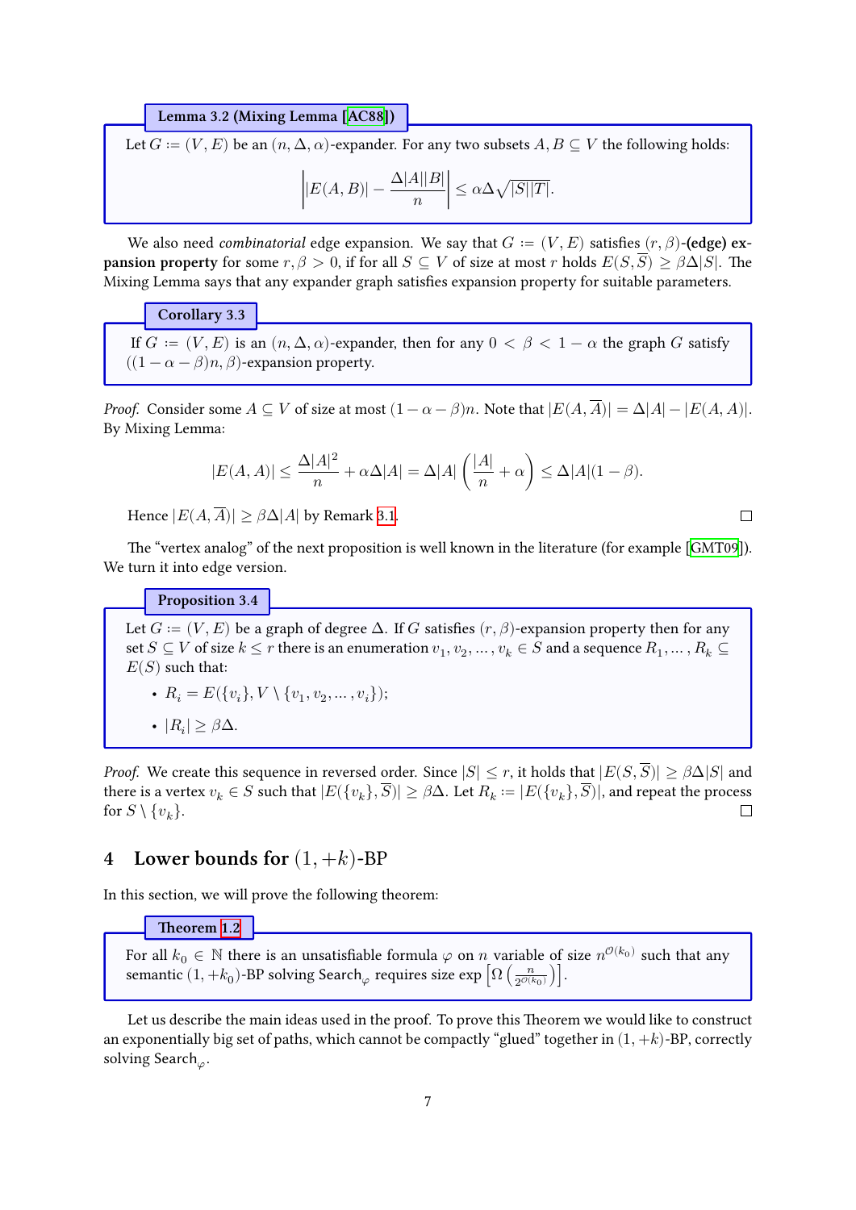**Lemma 3.2 (Mixing Lemma [AC88])**

Let $G := (V, E)$ be an $(n, \Delta, \alpha)$-expander. For any two subsets $A, B \subseteq V$ the following holds:

$$\left| |E(A, B)| - \frac{\Delta |A||B|}{n} \right| \leq \alpha \Delta \sqrt{|S||T|}.$$

We also need *combinatorial* edge expansion. We say that $G := (V, E)$ satisfies $(r, \beta)$-**(edge) expansion property** for some $r, \beta > 0$, if for all $S \subseteq V$ of size at most $r$ holds $E(S, \overline{S}) \geq \beta \Delta |S|$. The Mixing Lemma says that any expander graph satisfies expansion property for suitable parameters.

**Corollary 3.3**

If $G := (V, E)$ is an $(n, \Delta, \alpha)$-expander, then for any $0 < \beta < 1 - \alpha$ the graph $G$ satisfy $((1 - \alpha - \beta)n, \beta)$-expansion property.

*Proof.* Consider some $A \subseteq V$ of size at most $(1 - \alpha - \beta)n$. Note that $|E(A, \overline{A})| = \Delta |A| - |E(A, A)|$. By Mixing Lemma:

$$|E(A, A)| \leq \frac{\Delta |A|^2}{n} + \alpha \Delta |A| = \Delta |A| \left( \frac{|A|}{n} + \alpha \right) \leq \Delta |A| (1 - \beta).$$

Hence $|E(A, \overline{A})| \geq \beta \Delta |A|$ by Remark 3.1. □

The "vertex analog" of the next proposition is well known in the literature (for example [GMT09]). We turn it into edge version.

**Proposition 3.4**

Let $G := (V, E)$ be a graph of degree $\Delta$. If $G$ satisfies $(r, \beta)$-expansion property then for any set $S \subseteq V$ of size $k \leq r$ there is an enumeration $v_1, v_2, \ldots, v_k \in S$ and a sequence $R_1, \ldots, R_k \subseteq E(S)$ such that:

- $R_i = E(\{v_i\}, V \setminus \{v_1, v_2, \ldots, v_i\})$;
- $|R_i| \geq \beta \Delta$.

*Proof.* We create this sequence in reversed order. Since $|S| \leq r$, it holds that $|E(S, \overline{S})| \geq \beta \Delta |S|$ and there is a vertex $v_k \in S$ such that $|E(\{v_k\}, \overline{S})| \geq \beta \Delta$. Let $R_k := |E(\{v_k\}, \overline{S})|$, and repeat the process for $S \setminus \{v_k\}$. □

# 4 Lower bounds for $(1, +k)$-BP

In this section, we will prove the following theorem:

**Theorem 1.2**

For all $k_0 \in \mathbb{N}$ there is an unsatisfiable formula $\varphi$ on $n$ variable of size $n^{\mathcal{O}(k_0)}$ such that any semantic $(1, +k_0)$-BP solving $\text{Search}_\varphi$ requires size $\exp\left[\Omega\left(\frac{n}{2^{\mathcal{O}(k_0)}}\right)\right]$.

Let us describe the main ideas used in the proof. To prove this Theorem we would like to construct an exponentially big set of paths, which cannot be compactly "glued" together in $(1, +k)$-BP, correctly solving $\text{Search}_\varphi$.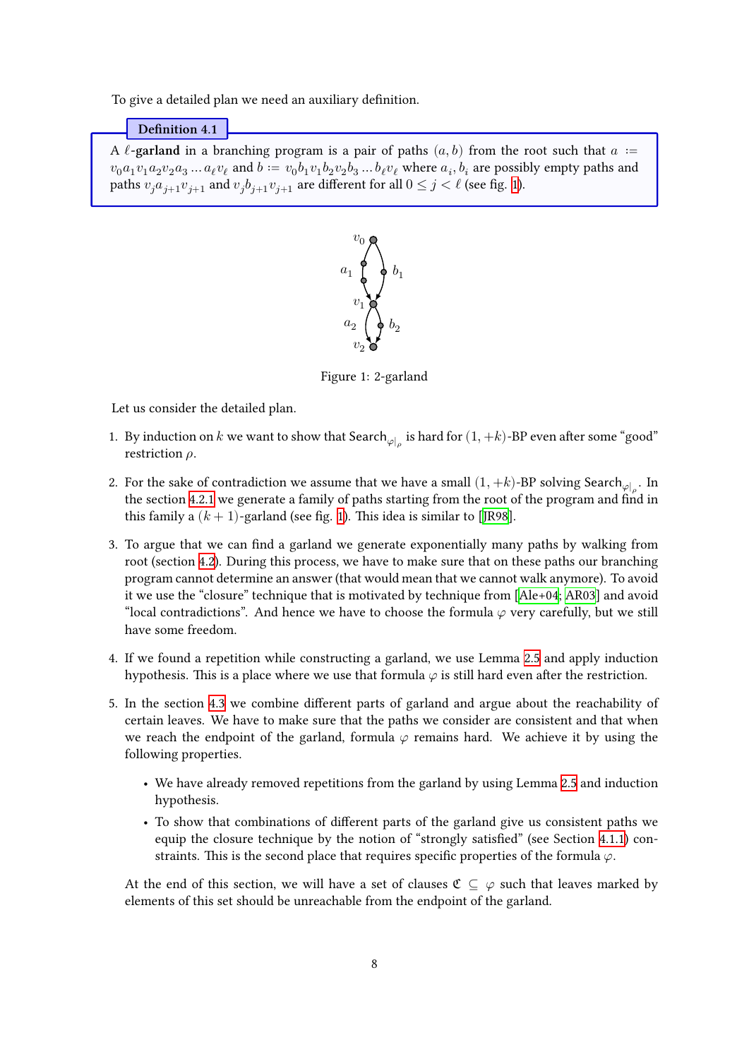To give a detailed plan we need an auxiliary definition.

**Definition 4.1**

A $\ell$-**garland** in a branching program is a pair of paths $(a, b)$ from the root such that $a := v_0 a_1 v_1 a_2 v_2 a_3 \ldots a_\ell v_\ell$ and $b := v_0 b_1 v_1 b_2 v_2 b_3 \ldots b_\ell v_\ell$ where $a_i, b_i$ are possibly empty paths and paths $v_j a_{j+1} v_{j+1}$ and $v_j b_{j+1} v_{j+1}$ are different for all $0 \le j < \ell$ (see fig. 1).

Figure 1: 2-garland

Let us consider the detailed plan.

1. By induction on $k$ we want to show that $\text{Search}_{\varphi|_\rho}$ is hard for $(1, +k)$-BP even after some "good" restriction $\rho$.

2. For the sake of contradiction we assume that we have a small $(1, +k)$-BP solving $\text{Search}_{\varphi|_\rho}$. In the section 4.2.1 we generate a family of paths starting from the root of the program and find in this family a $(k+1)$-garland (see fig. 1). This idea is similar to [JR98].

3. To argue that we can find a garland we generate exponentially many paths by walking from root (section 4.2). During this process, we have to make sure that on these paths our branching program cannot determine an answer (that would mean that we cannot walk anymore). To avoid it we use the "closure" technique that is motivated by technique from [Ale+04; AR03] and avoid "local contradictions". And hence we have to choose the formula $\varphi$ very carefully, but we still have some freedom.

4. If we found a repetition while constructing a garland, we use Lemma 2.5 and apply induction hypothesis. This is a place where we use that formula $\varphi$ is still hard even after the restriction.

5. In the section 4.3 we combine different parts of garland and argue about the reachability of certain leaves. We have to make sure that the paths we consider are consistent and that when we reach the endpoint of the garland, formula $\varphi$ remains hard. We achieve it by using the following properties.

   - We have already removed repetitions from the garland by using Lemma 2.5 and induction hypothesis.
   - To show that combinations of different parts of the garland give us consistent paths we equip the closure technique by the notion of "strongly satisfied" (see Section 4.1.1) constraints. This is the second place that requires specific properties of the formula $\varphi$.

   At the end of this section, we will have a set of clauses $\mathfrak{C} \subseteq \varphi$ such that leaves marked by elements of this set should be unreachable from the endpoint of the garland.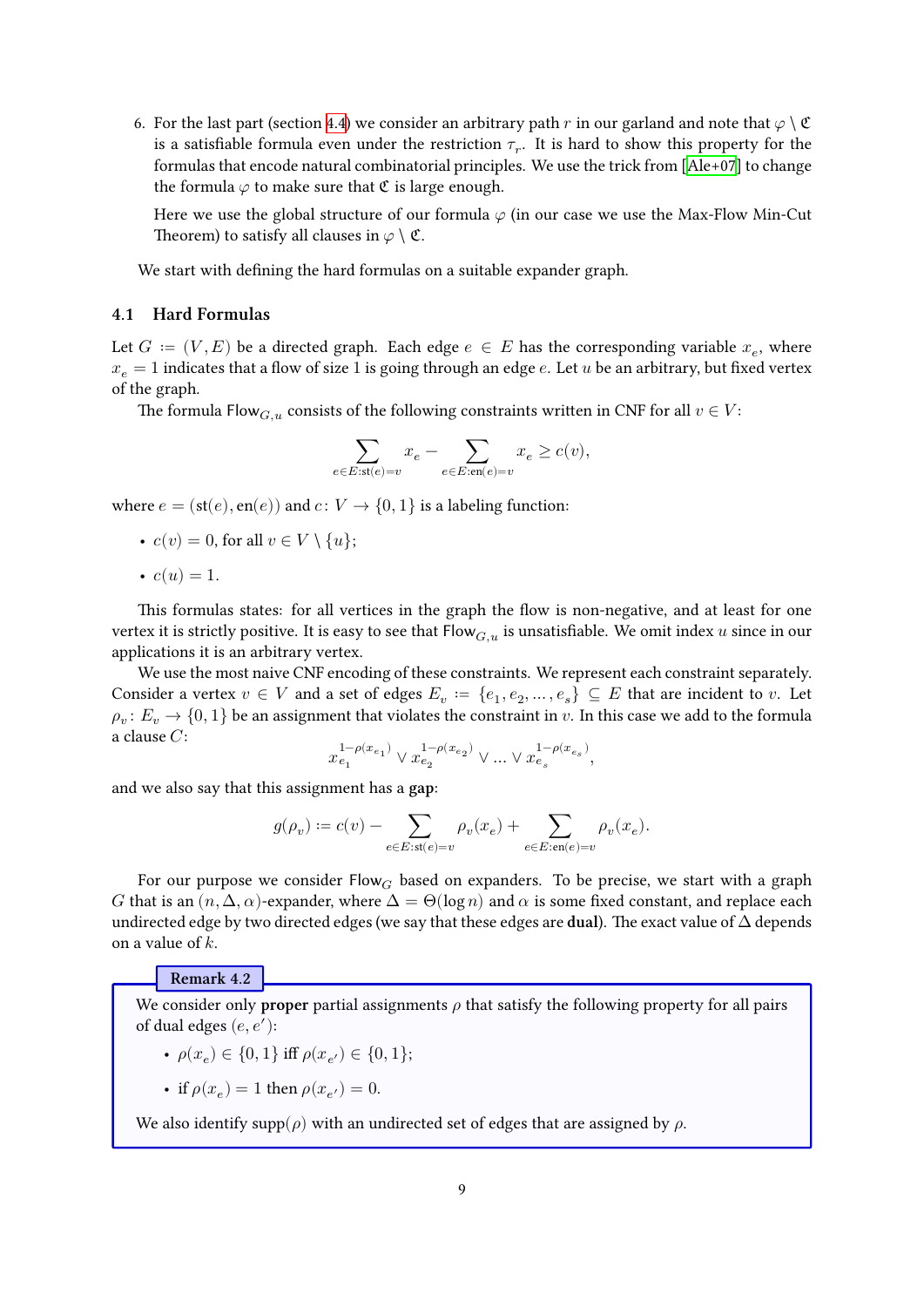6. For the last part (section 4.4) we consider an arbitrary path $r$ in our garland and note that $\varphi \setminus \mathfrak{C}$ is a satisfiable formula even under the restriction $\tau_r$. It is hard to show this property for the formulas that encode natural combinatorial principles. We use the trick from [Ale+07] to change the formula $\varphi$ to make sure that $\mathfrak{C}$ is large enough.

   Here we use the global structure of our formula $\varphi$ (in our case we use the Max-Flow Min-Cut Theorem) to satisfy all clauses in $\varphi \setminus \mathfrak{C}$.

We start with defining the hard formulas on a suitable expander graph.

### 4.1 Hard Formulas

Let $G := (V, E)$ be a directed graph. Each edge $e \in E$ has the corresponding variable $x_e$, where $x_e = 1$ indicates that a flow of size 1 is going through an edge $e$. Let $u$ be an arbitrary, but fixed vertex of the graph.

The formula $\mathsf{Flow}_{G,u}$ consists of the following constraints written in CNF for all $v \in V$:

$$\sum_{e \in E : \mathrm{st}(e) = v} x_e - \sum_{e \in E : \mathrm{en}(e) = v} x_e \geq c(v),$$

where $e = (\mathrm{st}(e), \mathrm{en}(e))$ and $c \colon V \to \{0, 1\}$ is a labeling function:

- $c(v) = 0$, for all $v \in V \setminus \{u\}$;
- $c(u) = 1$.

This formulas states: for all vertices in the graph the flow is non-negative, and at least for one vertex it is strictly positive. It is easy to see that $\mathsf{Flow}_{G,u}$ is unsatisfiable. We omit index $u$ since in our applications it is an arbitrary vertex.

We use the most naive CNF encoding of these constraints. We represent each constraint separately. Consider a vertex $v \in V$ and a set of edges $E_v := \{e_1, e_2, \dots, e_s\} \subseteq E$ that are incident to $v$. Let $\rho_v \colon E_v \to \{0, 1\}$ be an assignment that violates the constraint in $v$. In this case we add to the formula a clause $C$:

$$x_{e_1}^{1-\rho(x_{e_1})} \vee x_{e_2}^{1-\rho(x_{e_2})} \vee \dots \vee x_{e_s}^{1-\rho(x_{e_s})},$$

and we also say that this assignment has a **gap**:

$$g(\rho_v) := c(v) - \sum_{e \in E : \mathrm{st}(e) = v} \rho_v(x_e) + \sum_{e \in E : \mathrm{en}(e) = v} \rho_v(x_e).$$

For our purpose we consider $\mathsf{Flow}_G$ based on expanders. To be precise, we start with a graph $G$ that is an $(n, \Delta, \alpha)$-expander, where $\Delta = \Theta(\log n)$ and $\alpha$ is some fixed constant, and replace each undirected edge by two directed edges (we say that these edges are **dual**). The exact value of $\Delta$ depends on a value of $k$.

**Remark 4.2**

We consider only **proper** partial assignments $\rho$ that satisfy the following property for all pairs of dual edges $(e, e')$:

- $\rho(x_e) \in \{0, 1\}$ iff $\rho(x_{e'}) \in \{0, 1\}$;
- if $\rho(x_e) = 1$ then $\rho(x_{e'}) = 0$.

We also identify $\mathrm{supp}(\rho)$ with an undirected set of edges that are assigned by $\rho$.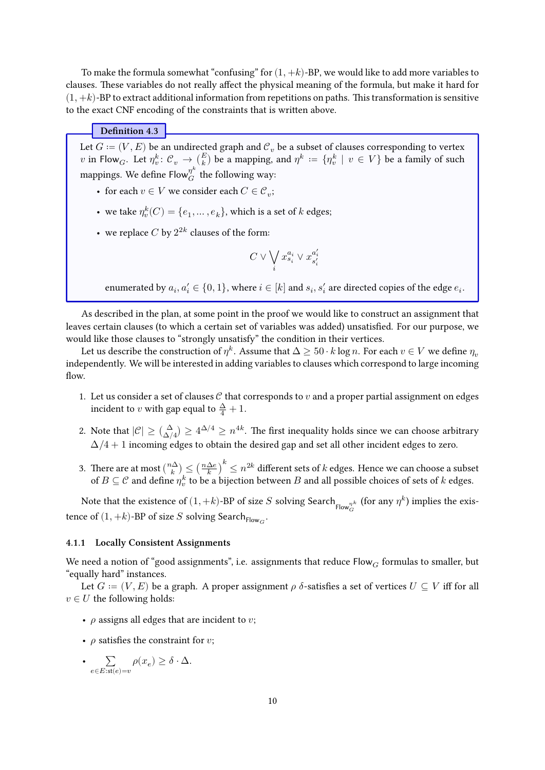To make the formula somewhat "confusing" for $(1, +k)$-BP, we would like to add more variables to clauses. These variables do not really affect the physical meaning of the formula, but make it hard for $(1, +k)$-BP to extract additional information from repetitions on paths. This transformation is sensitive to the exact CNF encoding of the constraints that is written above.

**Definition 4.3**

Let $G := (V, E)$ be an undirected graph and $\mathcal{C}_v$ be a subset of clauses corresponding to vertex $v$ in $\mathsf{Flow}_G$. Let $\eta_v^k \colon \mathcal{C}_v \to \binom{E}{k}$ be a mapping, and $\eta^k := \{\eta_v^k \mid v \in V\}$ be a family of such mappings. We define $\mathsf{Flow}_G^{\eta^k}$ the following way:

- for each $v \in V$ we consider each $C \in \mathcal{C}_v$;
- we take $\eta_v^k(C) = \{e_1, \dots, e_k\}$, which is a set of $k$ edges;
- we replace $C$ by $2^{2k}$ clauses of the form:

$$C \vee \bigvee_i x_{s_i}^{a_i} \vee x_{s_i'}^{a_i'}$$

enumerated by $a_i, a_i' \in \{0, 1\}$, where $i \in [k]$ and $s_i, s_i'$ are directed copies of the edge $e_i$.

As described in the plan, at some point in the proof we would like to construct an assignment that leaves certain clauses (to which a certain set of variables was added) unsatisfied. For our purpose, we would like those clauses to "strongly unsatisfy" the condition in their vertices.

Let us describe the construction of $\eta^k$. Assume that $\Delta \geq 50 \cdot k \log n$. For each $v \in V$ we define $\eta_v$ independently. We will be interested in adding variables to clauses which correspond to large incoming flow.

1. Let us consider a set of clauses $\mathcal{C}$ that corresponds to $v$ and a proper partial assignment on edges incident to $v$ with gap equal to $\frac{\Delta}{4} + 1$.
2. Note that $|\mathcal{C}| \geq \binom{\Delta}{\Delta/4} \geq 4^{\Delta/4} \geq n^{4k}$. The first inequality holds since we can choose arbitrary $\Delta/4 + 1$ incoming edges to obtain the desired gap and set all other incident edges to zero.
3. There are at most $\binom{n\Delta}{k} \leq \left(\frac{n\Delta e}{k}\right)^k \leq n^{2k}$ different sets of $k$ edges. Hence we can choose a subset of $B \subseteq \mathcal{C}$ and define $\eta_v^k$ to be a bijection between $B$ and all possible choices of sets of $k$ edges.

Note that the existence of $(1, +k)$-BP of size $S$ solving $\mathsf{Search}_{\mathsf{Flow}_G^{\eta^k}}$ (for any $\eta^k$) implies the existence of $(1, +k)$-BP of size $S$ solving $\mathsf{Search}_{\mathsf{Flow}_G}$.

#### 4.1.1 Locally Consistent Assignments

We need a notion of "good assignments", i.e. assignments that reduce $\mathsf{Flow}_G$ formulas to smaller, but "equally hard" instances.

Let $G := (V, E)$ be a graph. A proper assignment $\rho$ $\delta$-satisfies a set of vertices $U \subseteq V$ iff for all $v \in U$ the following holds:

- $\rho$ assigns all edges that are incident to $v$;
- $\rho$ satisfies the constraint for $v$;
- $\sum_{e \in E : \mathsf{st}(e) = v} \rho(x_e) \geq \delta \cdot \Delta$.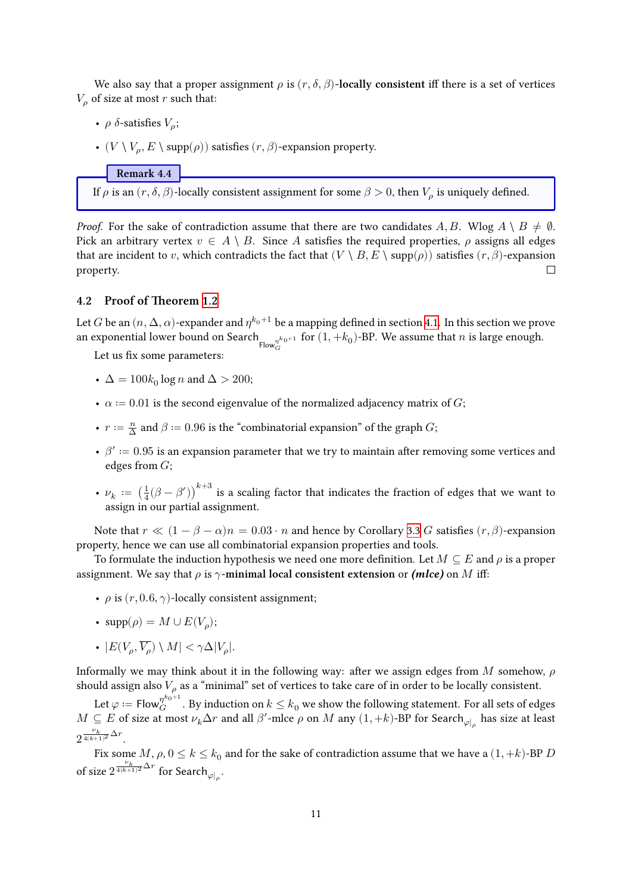We also say that a proper assignment $\rho$ is $(r, \delta, \beta)$-**locally consistent** iff there is a set of vertices $V_\rho$ of size at most $r$ such that:

- $\rho$ $\delta$-satisfies $V_\rho$;
- $(V \setminus V_\rho, E \setminus \text{supp}(\rho))$ satisfies $(r, \beta)$-expansion property.

**Remark 4.4**

If $\rho$ is an $(r, \delta, \beta)$-locally consistent assignment for some $\beta > 0$, then $V_\rho$ is uniquely defined.

*Proof.* For the sake of contradiction assume that there are two candidates $A, B$. Wlog $A \setminus B \neq \emptyset$. Pick an arbitrary vertex $v \in A \setminus B$. Since $A$ satisfies the required properties, $\rho$ assigns all edges that are incident to $v$, which contradicts the fact that $(V \setminus B, E \setminus \text{supp}(\rho))$ satisfies $(r, \beta)$-expansion property. □

## 4.2 Proof of Theorem 1.2

Let $G$ be an $(n, \Delta, \alpha)$-expander and $\eta^{k_0+1}$ be a mapping defined in section 4.1. In this section we prove an exponential lower bound on $\text{Search}_{\text{Flow}_G^{\eta^{k_0+1}}}$ for $(1, +k_0)$-BP. We assume that $n$ is large enough.

Let us fix some parameters:

- $\Delta = 100k_0 \log n$ and $\Delta > 200$;
- $\alpha := 0.01$ is the second eigenvalue of the normalized adjacency matrix of $G$;
- $r := \frac{n}{\Delta}$ and $\beta := 0.96$ is the "combinatorial expansion" of the graph $G$;
- $\beta' := 0.95$ is an expansion parameter that we try to maintain after removing some vertices and edges from $G$;
- $\nu_k := \left(\frac{1}{4}(\beta - \beta')\right)^{k+3}$ is a scaling factor that indicates the fraction of edges that we want to assign in our partial assignment.

Note that $r \ll (1 - \beta - \alpha)n = 0.03 \cdot n$ and hence by Corollary 3.3 $G$ satisfies $(r, \beta)$-expansion property, hence we can use all combinatorial expansion properties and tools.

To formulate the induction hypothesis we need one more definition. Let $M \subseteq E$ and $\rho$ is a proper assignment. We say that $\rho$ is $\gamma$-**minimal local consistent extension** or ***(mlce)*** on $M$ iff:

- $\rho$ is $(r, 0.6, \gamma)$-locally consistent assignment;
- $\text{supp}(\rho) = M \cup E(V_\rho)$;
- $|E(V_\rho, \overline{V_\rho}) \setminus M| < \gamma\Delta|V_\rho|$.

Informally we may think about it in the following way: after we assign edges from $M$ somehow, $\rho$ should assign also $V_\rho$ as a "minimal" set of vertices to take care of in order to be locally consistent.

Let $\varphi := \text{Flow}_G^{\eta^{k_0+1}}$. By induction on $k \leq k_0$ we show the following statement. For all sets of edges $M \subseteq E$ of size at most $\nu_k \Delta r$ and all $\beta'$-mlce $\rho$ on $M$ any $(1, +k)$-BP for $\text{Search}_{\varphi|_\rho}$ has size at least $2^{\frac{\nu_k}{4(k+1)^2}\Delta r}$.

Fix some $M, \rho, 0 \leq k \leq k_0$ and for the sake of contradiction assume that we have a $(1, +k)$-BP $D$ of size $2^{\frac{\nu_k}{4(k+1)^2}\Delta r}$ for $\text{Search}_{\varphi|_\rho}$.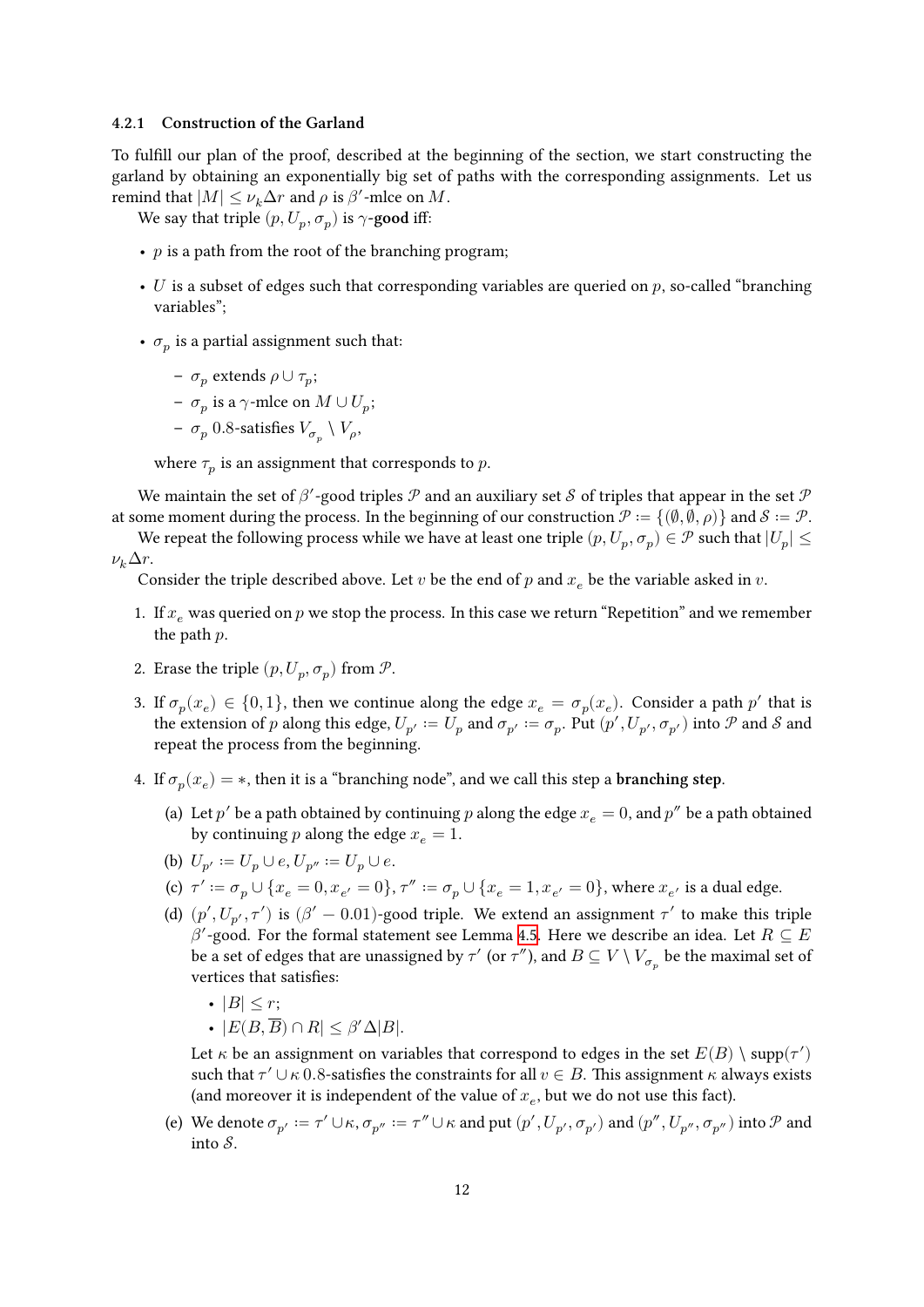#### 4.2.1 Construction of the Garland

To fulfill our plan of the proof, described at the beginning of the section, we start constructing the garland by obtaining an exponentially big set of paths with the corresponding assignments. Let us remind that $|M| \leq \nu_k \Delta r$ and $\rho$ is $\beta'$-mlce on $M$.

We say that triple $(p, U_p, \sigma_p)$ is $\gamma$-**good** iff:

- $p$ is a path from the root of the branching program;
- $U$ is a subset of edges such that corresponding variables are queried on $p$, so-called "branching variables";
- $\sigma_p$ is a partial assignment such that:
  - $\sigma_p$ extends $\rho \cup \tau_p$;
  - $\sigma_p$ is a $\gamma$-mlce on $M \cup U_p$;
  - $\sigma_p$ 0.8-satisfies $V_{\sigma_p} \setminus V_\rho$,

  where $\tau_p$ is an assignment that corresponds to $p$.

We maintain the set of $\beta'$-good triples $\mathcal{P}$ and an auxiliary set $\mathcal{S}$ of triples that appear in the set $\mathcal{P}$ at some moment during the process. In the beginning of our construction $\mathcal{P} := \{(\emptyset, \emptyset, \rho)\}$ and $\mathcal{S} := \mathcal{P}$.

We repeat the following process while we have at least one triple $(p, U_p, \sigma_p) \in \mathcal{P}$ such that $|U_p| \leq \nu_k \Delta r$.

Consider the triple described above. Let $v$ be the end of $p$ and $x_e$ be the variable asked in $v$.

1. If $x_e$ was queried on $p$ we stop the process. In this case we return "Repetition" and we remember the path $p$.
2. Erase the triple $(p, U_p, \sigma_p)$ from $\mathcal{P}$.
3. If $\sigma_p(x_e) \in \{0, 1\}$, then we continue along the edge $x_e = \sigma_p(x_e)$. Consider a path $p'$ that is the extension of $p$ along this edge, $U_{p'} := U_p$ and $\sigma_{p'} := \sigma_p$. Put $(p', U_{p'}, \sigma_{p'})$ into $\mathcal{P}$ and $\mathcal{S}$ and repeat the process from the beginning.
4. If $\sigma_p(x_e) = *$, then it is a "branching node", and we call this step a **branching step**.
   (a) Let $p'$ be a path obtained by continuing $p$ along the edge $x_e = 0$, and $p''$ be a path obtained by continuing $p$ along the edge $x_e = 1$.
   (b) $U_{p'} := U_p \cup e, U_{p''} := U_p \cup e$.
   (c) $\tau' := \sigma_p \cup \{x_e = 0, x_{e'} = 0\}, \tau'' := \sigma_p \cup \{x_e = 1, x_{e'} = 0\}$, where $x_{e'}$ is a dual edge.
   (d) $(p', U_{p'}, \tau')$ is $(\beta' - 0.01)$-good triple. We extend an assignment $\tau'$ to make this triple $\beta'$-good. For the formal statement see Lemma 4.5. Here we describe an idea. Let $R \subseteq E$ be a set of edges that are unassigned by $\tau'$ (or $\tau''$), and $B \subseteq V \setminus V_{\sigma_p}$ be the maximal set of vertices that satisfies:
   - $|B| \leq r$;
   - $|E(B, \overline{B}) \cap R| \leq \beta' \Delta |B|$.

   Let $\kappa$ be an assignment on variables that correspond to edges in the set $E(B) \setminus \operatorname{supp}(\tau')$ such that $\tau' \cup \kappa$ 0.8-satisfies the constraints for all $v \in B$. This assignment $\kappa$ always exists (and moreover it is independent of the value of $x_e$, but we do not use this fact).
   (e) We denote $\sigma_{p'} := \tau' \cup \kappa, \sigma_{p''} := \tau'' \cup \kappa$ and put $(p', U_{p'}, \sigma_{p'})$ and $(p'', U_{p''}, \sigma_{p''})$ into $\mathcal{P}$ and into $\mathcal{S}$.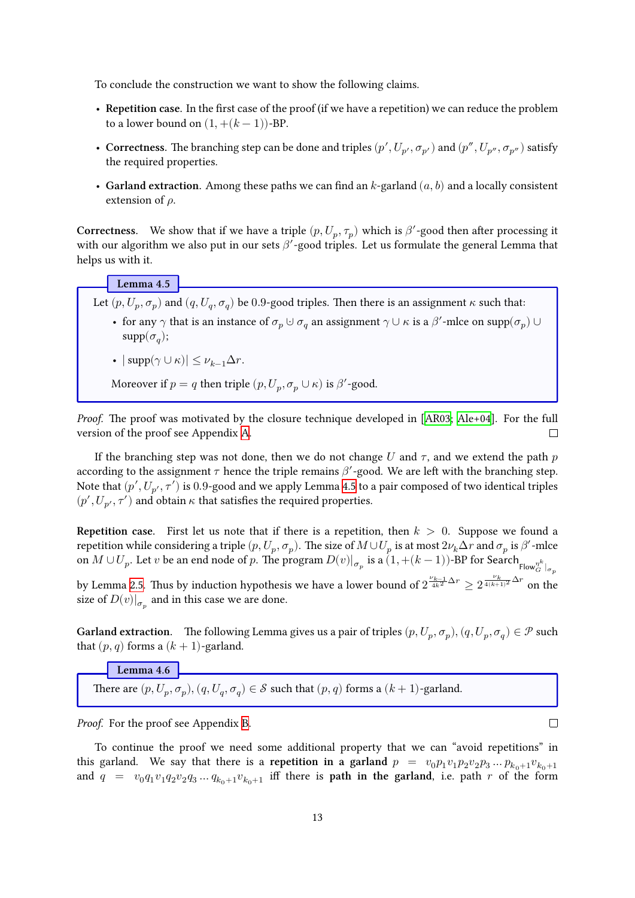To conclude the construction we want to show the following claims.

- **Repetition case**. In the first case of the proof (if we have a repetition) we can reduce the problem to a lower bound on $(1, +(k-1))$-BP.
- **Correctness**. The branching step can be done and triples $(p', U_{p'}, \sigma_{p'})$ and $(p'', U_{p''}, \sigma_{p''})$ satisfy the required properties.
- **Garland extraction**. Among these paths we can find an $k$-garland $(a, b)$ and a locally consistent extension of $\rho$.

**Correctness.** We show that if we have a triple $(p, U_p, \tau_p)$ which is $\beta'$-good then after processing it with our algorithm we also put in our sets $\beta'$-good triples. Let us formulate the general Lemma that helps us with it.

**Lemma 4.5**

Let $(p, U_p, \sigma_p)$ and $(q, U_q, \sigma_q)$ be 0.9-good triples. Then there is an assignment $\kappa$ such that:

- for any $\gamma$ that is an instance of $\sigma_p \uplus \sigma_q$ an assignment $\gamma \cup \kappa$ is a $\beta'$-mlce on $\text{supp}(\sigma_p) \cup \text{supp}(\sigma_q)$;
- $|\text{supp}(\gamma \cup \kappa)| \leq \nu_{k-1}\Delta r$.

Moreover if $p = q$ then triple $(p, U_p, \sigma_p \cup \kappa)$ is $\beta'$-good.

*Proof.* The proof was motivated by the closure technique developed in [AR03; Ale+04]. For the full version of the proof see Appendix A. □

If the branching step was not done, then we do not change $U$ and $\tau$, and we extend the path $p$ according to the assignment $\tau$ hence the triple remains $\beta'$-good. We are left with the branching step. Note that $(p', U_{p'}, \tau')$ is 0.9-good and we apply Lemma 4.5 to a pair composed of two identical triples $(p', U_{p'}, \tau')$ and obtain $\kappa$ that satisfies the required properties.

**Repetition case.** First let us note that if there is a repetition, then $k > 0$. Suppose we found a repetition while considering a triple $(p, U_p, \sigma_p)$. The size of $M \cup U_p$ is at most $2\nu_k \Delta r$ and $\sigma_p$ is $\beta'$-mlce on $M \cup U_p$. Let $v$ be an end node of $p$. The program $D(v)|_{\sigma_p}$ is a $(1, +(k-1))$-BP for $\text{Search}_{\text{Flow}_G^{\eta^k}|_{\sigma_p}}$ by Lemma 2.5. Thus by induction hypothesis we have a lower bound of $2^{\frac{\nu_{k-1}}{4k^2}\Delta r} \geq 2^{\frac{\nu_k}{4(k+1)^2}\Delta r}$ on the size of $D(v)|_{\sigma_p}$ and in this case we are done.

**Garland extraction.** The following Lemma gives us a pair of triples $(p, U_p, \sigma_p), (q, U_p, \sigma_q) \in \mathcal{P}$ such that $(p, q)$ forms a $(k+1)$-garland.

**Lemma 4.6**

There are $(p, U_p, \sigma_p), (q, U_q, \sigma_q) \in \mathcal{S}$ such that $(p, q)$ forms a $(k+1)$-garland.

*Proof.* For the proof see Appendix B. □

To continue the proof we need some additional property that we can "avoid repetitions" in this garland. We say that there is a **repetition in a garland** $p = v_0 p_1 v_1 p_2 v_2 p_3 \ldots p_{k_0+1} v_{k_0+1}$ and $q = v_0 q_1 v_1 q_2 q_3 \ldots q_{k_0+1} v_{k_0+1}$ iff there is **path in the garland**, i.e. path $r$ of the form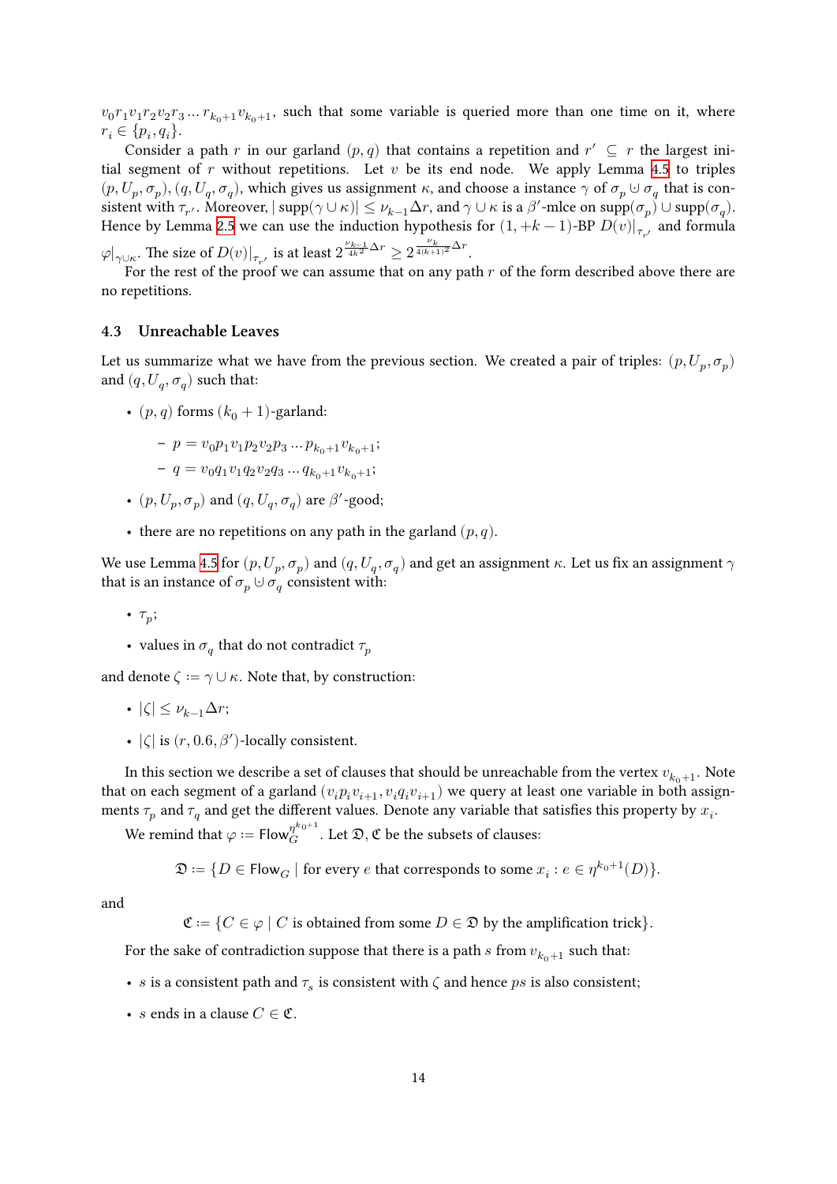$v_0 r_1 v_1 r_2 v_2 r_3 \dots r_{k_0+1} v_{k_0+1}$, such that some variable is queried more than one time on it, where $r_i \in \{p_i, q_i\}$.

Consider a path $r$ in our garland $(p, q)$ that contains a repetition and $r' \subseteq r$ the largest initial segment of $r$ without repetitions. Let $v$ be its end node. We apply Lemma 4.5 to triples $(p, U_p, \sigma_p)$, $(q, U_q, \sigma_q)$, which gives us assignment $\kappa$, and choose a instance $\gamma$ of $\sigma_p \uplus \sigma_q$ that is consistent with $\tau_{r'}$. Moreover, $|\operatorname{supp}(\gamma \cup \kappa)| \leq \nu_{k-1}\Delta r$, and $\gamma \cup \kappa$ is a $\beta'$-mlce on $\operatorname{supp}(\sigma_p) \cup \operatorname{supp}(\sigma_q)$. Hence by Lemma 2.5 we can use the induction hypothesis for $(1, +k-1)$-BP $D(v)|_{\tau_{r'}}$ and formula $\varphi|_{\gamma\cup\kappa}$. The size of $D(v)|_{\tau_{r'}}$ is at least $2^{\frac{\nu_{k-1}}{4k^2}\Delta r} \geq 2^{\frac{\nu_k}{4(k+1)^2}\Delta r}$.

For the rest of the proof we can assume that on any path $r$ of the form described above there are no repetitions.

### 4.3 Unreachable Leaves

Let us summarize what we have from the previous section. We created a pair of triples: $(p, U_p, \sigma_p)$ and $(q, U_q, \sigma_q)$ such that:

- $(p, q)$ forms $(k_0 + 1)$-garland:
  - $p = v_0 p_1 v_1 p_2 v_2 p_3 \dots p_{k_0+1} v_{k_0+1}$;
  - $q = v_0 q_1 v_1 q_2 v_2 q_3 \dots q_{k_0+1} v_{k_0+1}$;
- $(p, U_p, \sigma_p)$ and $(q, U_q, \sigma_q)$ are $\beta'$-good;
- there are no repetitions on any path in the garland $(p, q)$.

We use Lemma 4.5 for $(p, U_p, \sigma_p)$ and $(q, U_q, \sigma_q)$ and get an assignment $\kappa$. Let us fix an assignment $\gamma$ that is an instance of $\sigma_p \uplus \sigma_q$ consistent with:

- $\tau_p$;
- values in $\sigma_q$ that do not contradict $\tau_p$

and denote $\zeta := \gamma \cup \kappa$. Note that, by construction:

- $|\zeta| \leq \nu_{k-1}\Delta r$;
- $|\zeta|$ is $(r, 0.6, \beta')$-locally consistent.

In this section we describe a set of clauses that should be unreachable from the vertex $v_{k_0+1}$. Note that on each segment of a garland $(v_i p_i v_{i+1}, v_i q_i v_{i+1})$ we query at least one variable in both assignments $\tau_p$ and $\tau_q$ and get the different values. Denote any variable that satisfies this property by $x_i$.

We remind that $\varphi := \mathsf{Flow}_G^{\eta^{k_0+1}}$. Let $\mathfrak{D}, \mathfrak{C}$ be the subsets of clauses:

$$\mathfrak{D} := \{D \in \mathsf{Flow}_G \mid \text{for every } e \text{ that corresponds to some } x_i : e \in \eta^{k_0+1}(D)\}.$$

and

$$\mathfrak{C} := \{C \in \varphi \mid C \text{ is obtained from some } D \in \mathfrak{D} \text{ by the amplification trick}\}.$$

For the sake of contradiction suppose that there is a path $s$ from $v_{k_0+1}$ such that:

- $s$ is a consistent path and $\tau_s$ is consistent with $\zeta$ and hence $ps$ is also consistent;
- $s$ ends in a clause $C \in \mathfrak{C}$.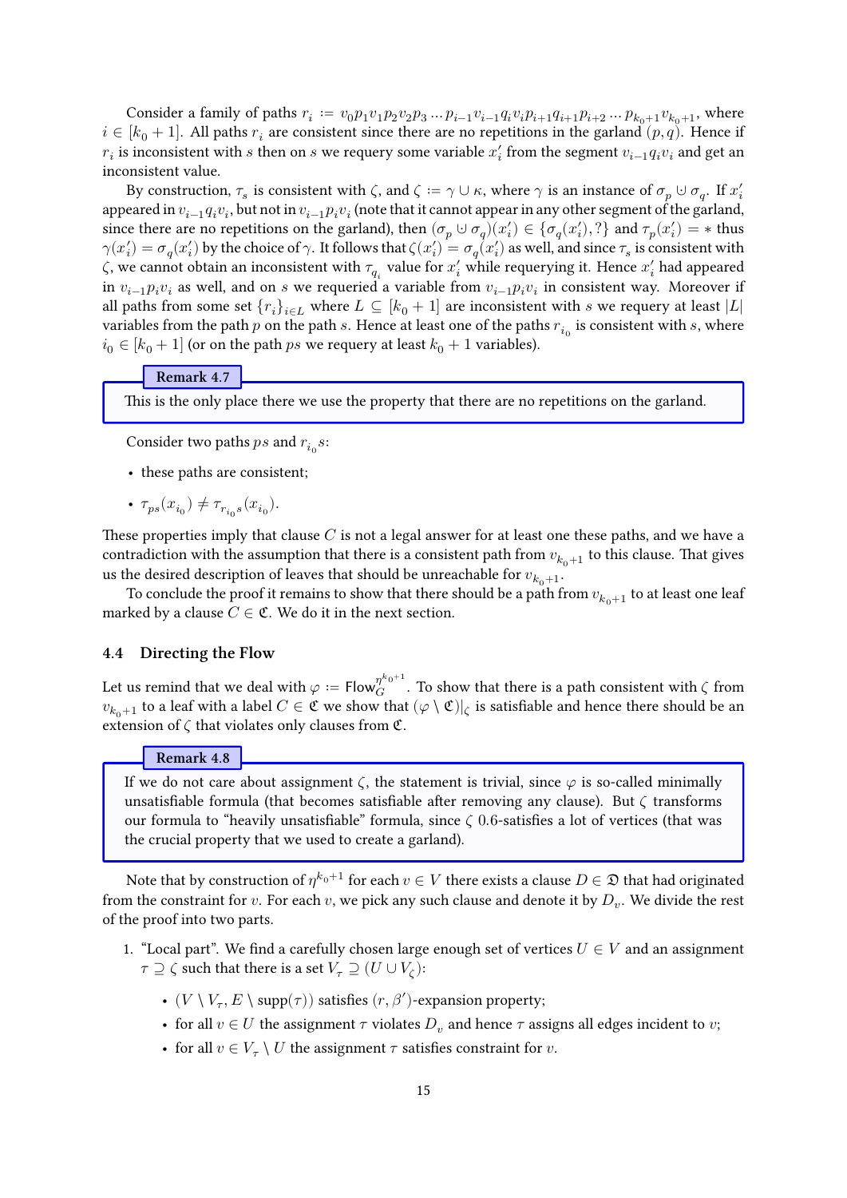Consider a family of paths $r_i := v_0p_1v_1p_2v_2p_3 \dots p_{i-1}v_{i-1}q_iv_ip_{i+1}q_{i+1}p_{i+2} \dots p_{k_0+1}v_{k_0+1}$, where $i \in [k_0+1]$. All paths $r_i$ are consistent since there are no repetitions in the garland $(p,q)$. Hence if $r_i$ is inconsistent with $s$ then on $s$ we requery some variable $x'_i$ from the segment $v_{i-1}q_iv_i$ and get an inconsistent value.

By construction, $\tau_s$ is consistent with $\zeta$, and $\zeta := \gamma \cup \kappa$, where $\gamma$ is an instance of $\sigma_p \uplus \sigma_q$. If $x'_i$ appeared in $v_{i-1}q_iv_i$, but not in $v_{i-1}p_iv_i$ (note that it cannot appear in any other segment of the garland, since there are no repetitions on the garland), then $(\sigma_p \uplus \sigma_q)(x'_i) \in \{\sigma_q(x'_i), ?\}$ and $\tau_p(x'_i) = *$ thus $\gamma(x'_i) = \sigma_q(x'_i)$ by the choice of $\gamma$. It follows that $\zeta(x'_i) = \sigma_q(x'_i)$ as well, and since $\tau_s$ is consistent with $\zeta$, we cannot obtain an inconsistent with $\tau_{q_i}$ value for $x'_i$ while requerying it. Hence $x'_i$ had appeared in $v_{i-1}p_iv_i$ as well, and on $s$ we requeried a variable from $v_{i-1}p_iv_i$ in consistent way. Moreover if all paths from some set $\{r_i\}_{i \in L}$ where $L \subseteq [k_0+1]$ are inconsistent with $s$ we requery at least $|L|$ variables from the path $p$ on the path $s$. Hence at least one of the paths $r_{i_0}$ is consistent with $s$, where $i_0 \in [k_0+1]$ (or on the path $ps$ we requery at least $k_0+1$ variables).

**Remark 4.7**

This is the only place there we use the property that there are no repetitions on the garland.

Consider two paths $ps$ and $r_{i_0}s$:

- these paths are consistent;
- $\tau_{ps}(x_{i_0}) \neq \tau_{r_{i_0}s}(x_{i_0})$.

These properties imply that clause $C$ is not a legal answer for at least one these paths, and we have a contradiction with the assumption that there is a consistent path from $v_{k_0+1}$ to this clause. That gives us the desired description of leaves that should be unreachable for $v_{k_0+1}$.

To conclude the proof it remains to show that there should be a path from $v_{k_0+1}$ to at least one leaf marked by a clause $C \in \mathfrak{C}$. We do it in the next section.

## 4.4 Directing the Flow

Let us remind that we deal with $\varphi := \mathsf{Flow}_G^{\eta^{k_0+1}}$. To show that there is a path consistent with $\zeta$ from $v_{k_0+1}$ to a leaf with a label $C \in \mathfrak{C}$ we show that $(\varphi \setminus \mathfrak{C})|_\zeta$ is satisfiable and hence there should be an extension of $\zeta$ that violates only clauses from $\mathfrak{C}$.

**Remark 4.8**

If we do not care about assignment $\zeta$, the statement is trivial, since $\varphi$ is so-called minimally unsatisfiable formula (that becomes satisfiable after removing any clause). But $\zeta$ transforms our formula to "heavily unsatisfiable" formula, since $\zeta$ 0.6-satisfies a lot of vertices (that was the crucial property that we used to create a garland).

Note that by construction of $\eta^{k_0+1}$ for each $v \in V$ there exists a clause $D \in \mathfrak{D}$ that had originated from the constraint for $v$. For each $v$, we pick any such clause and denote it by $D_v$. We divide the rest of the proof into two parts.

1. "Local part". We find a carefully chosen large enough set of vertices $U \in V$ and an assignment $\tau \supseteq \zeta$ such that there is a set $V_\tau \supseteq (U \cup V_\zeta)$:
   - $(V \setminus V_\tau, E \setminus \mathrm{supp}(\tau))$ satisfies $(r, \beta')$-expansion property;
   - for all $v \in U$ the assignment $\tau$ violates $D_v$ and hence $\tau$ assigns all edges incident to $v$;
   - for all $v \in V_\tau \setminus U$ the assignment $\tau$ satisfies constraint for $v$.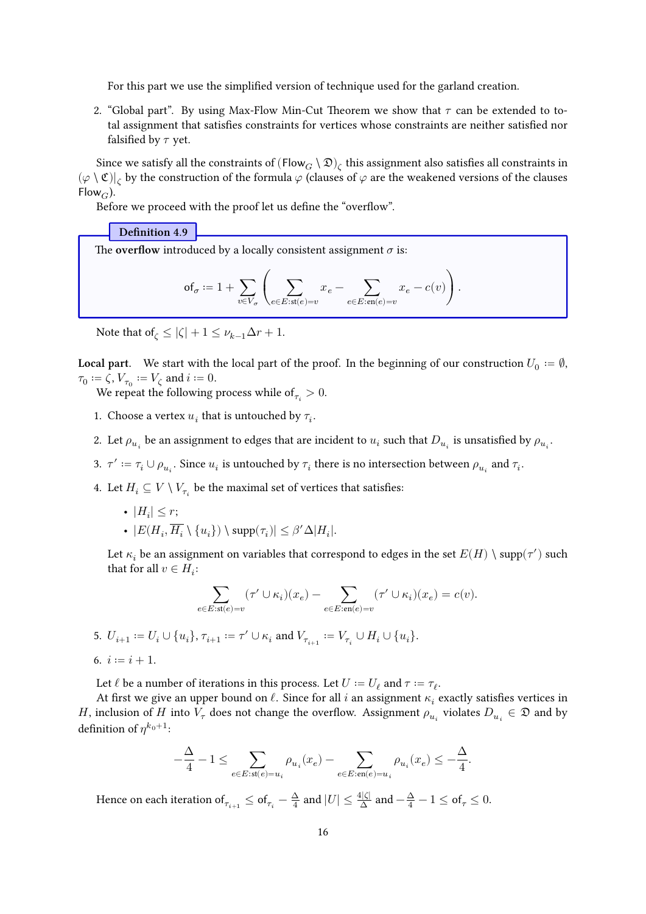For this part we use the simplified version of technique used for the garland creation.

2. "Global part". By using Max-Flow Min-Cut Theorem we show that $\tau$ can be extended to total assignment that satisfies constraints for vertices whose constraints are neither satisfied nor falsified by $\tau$ yet.

Since we satisfy all the constraints of $(\mathsf{Flow}_G \setminus \mathfrak{D})_\zeta$ this assignment also satisfies all constraints in $(\varphi \setminus \mathfrak{C})|_\zeta$ by the construction of the formula $\varphi$ (clauses of $\varphi$ are the weakened versions of the clauses $\mathsf{Flow}_G$).

Before we proceed with the proof let us define the "overflow".

**Definition 4.9**

The **overflow** introduced by a locally consistent assignment $\sigma$ is:

$$\mathrm{of}_\sigma := 1 + \sum_{v \in V_\sigma} \left( \sum_{e \in E : \mathrm{st}(e) = v} x_e - \sum_{e \in E : \mathrm{en}(e) = v} x_e - c(v) \right).$$

Note that $\mathrm{of}_\zeta \le |\zeta| + 1 \le \nu_{k-1} \Delta r + 1$.

**Local part.** We start with the local part of the proof. In the beginning of our construction $U_0 := \emptyset$, $\tau_0 := \zeta$, $V_{\tau_0} := V_\zeta$ and $i := 0$.

We repeat the following process while $\mathrm{of}_{\tau_i} > 0$.

1. Choose a vertex $u_i$ that is untouched by $\tau_i$.
2. Let $\rho_{u_i}$ be an assignment to edges that are incident to $u_i$ such that $D_{u_i}$ is unsatisfied by $\rho_{u_i}$.
3. $\tau' := \tau_i \cup \rho_{u_i}$. Since $u_i$ is untouched by $\tau_i$ there is no intersection between $\rho_{u_i}$ and $\tau_i$.
4. Let $H_i \subseteq V \setminus V_{\tau_i}$ be the maximal set of vertices that satisfies:
   - $|H_i| \le r$;
   - $|E(H_i, \overline{H_i} \setminus \{u_i\}) \setminus \mathrm{supp}(\tau_i)| \le \beta' \Delta |H_i|$.

   Let $\kappa_i$ be an assignment on variables that correspond to edges in the set $E(H) \setminus \mathrm{supp}(\tau')$ such that for all $v \in H_i$:

   $$\sum_{e \in E : \mathrm{st}(e) = v} (\tau' \cup \kappa_i)(x_e) - \sum_{e \in E : \mathrm{en}(e) = v} (\tau' \cup \kappa_i)(x_e) = c(v).$$

5. $U_{i+1} := U_i \cup \{u_i\}$, $\tau_{i+1} := \tau' \cup \kappa_i$ and $V_{\tau_{i+1}} := V_{\tau_i} \cup H_i \cup \{u_i\}$.
6. $i := i + 1$.

Let $\ell$ be a number of iterations in this process. Let $U := U_\ell$ and $\tau := \tau_\ell$.

At first we give an upper bound on $\ell$. Since for all $i$ an assignment $\kappa_i$ exactly satisfies vertices in $H$, inclusion of $H$ into $V_\tau$ does not change the overflow. Assignment $\rho_{u_i}$ violates $D_{u_i} \in \mathfrak{D}$ and by definition of $\eta^{k_0+1}$:

$$-\frac{\Delta}{4} - 1 \le \sum_{e \in E : \mathrm{st}(e) = u_i} \rho_{u_i}(x_e) - \sum_{e \in E : \mathrm{en}(e) = u_i} \rho_{u_i}(x_e) \le -\frac{\Delta}{4}.$$

Hence on each iteration $\mathrm{of}_{\tau_{i+1}} \le \mathrm{of}_{\tau_i} - \frac{\Delta}{4}$ and $|U| \le \frac{4|\zeta|}{\Delta}$ and $-\frac{\Delta}{4} - 1 \le \mathrm{of}_\tau \le 0$.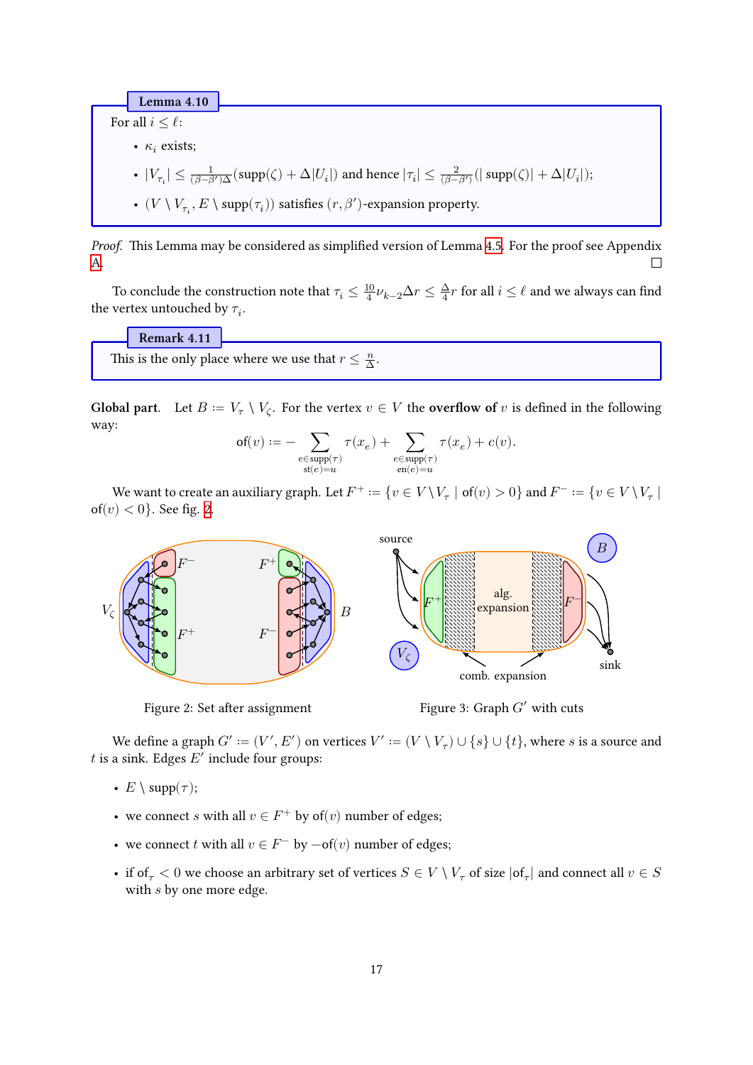**Lemma 4.10**

For all $i \le \ell$:

- $\kappa_i$ exists;
- $|V_{\tau_i}| \le \frac{1}{(\beta-\beta')\Delta}(\mathrm{supp}(\zeta) + \Delta|U_i|)$ and hence $|\tau_i| \le \frac{2}{(\beta-\beta')}(|\,\mathrm{supp}(\zeta)| + \Delta|U_i|)$;
- $(V \setminus V_{\tau_i}, E \setminus \mathrm{supp}(\tau_i))$ satisfies $(r, \beta')$-expansion property.

*Proof.* This Lemma may be considered as simplified version of Lemma 4.5. For the proof see Appendix A. □

To conclude the construction note that $\tau_i \le \frac{10}{4}\nu_{k-2}\Delta r \le \frac{\Delta}{4} r$ for all $i \le \ell$ and we always can find the vertex untouched by $\tau_i$.

**Remark 4.11**

This is the only place where we use that $r \le \frac{n}{\Delta}$.

**Global part.** Let $B := V_\tau \setminus V_\zeta$. For the vertex $v \in V$ the **overflow of** $v$ is defined in the following way:

$$\mathrm{of}(v) := -\sum_{\substack{e\in \mathrm{supp}(\tau) \\ \mathrm{st}(e)=u}} \tau(x_e) + \sum_{\substack{e\in \mathrm{supp}(\tau) \\ \mathrm{en}(e)=u}} \tau(x_e) + c(v).$$

We want to create an auxiliary graph. Let $F^+ := \{v \in V \setminus V_\tau \mid \mathrm{of}(v) > 0\}$ and $F^- := \{v \in V \setminus V_\tau \mid \mathrm{of}(v) < 0\}$. See fig. 2.

Figure 2: Set after assignment

Figure 3: Graph $G'$ with cuts

We define a graph $G' := (V', E')$ on vertices $V' := (V \setminus V_\tau) \cup \{s\} \cup \{t\}$, where $s$ is a source and $t$ is a sink. Edges $E'$ include four groups:

- $E \setminus \mathrm{supp}(\tau)$;
- we connect $s$ with all $v \in F^+$ by $\mathrm{of}(v)$ number of edges;
- we connect $t$ with all $v \in F^-$ by $-\mathrm{of}(v)$ number of edges;
- if $\mathrm{of}_\tau < 0$ we choose an arbitrary set of vertices $S \in V \setminus V_\tau$ of size $|\mathrm{of}_\tau|$ and connect all $v \in S$ with $s$ by one more edge.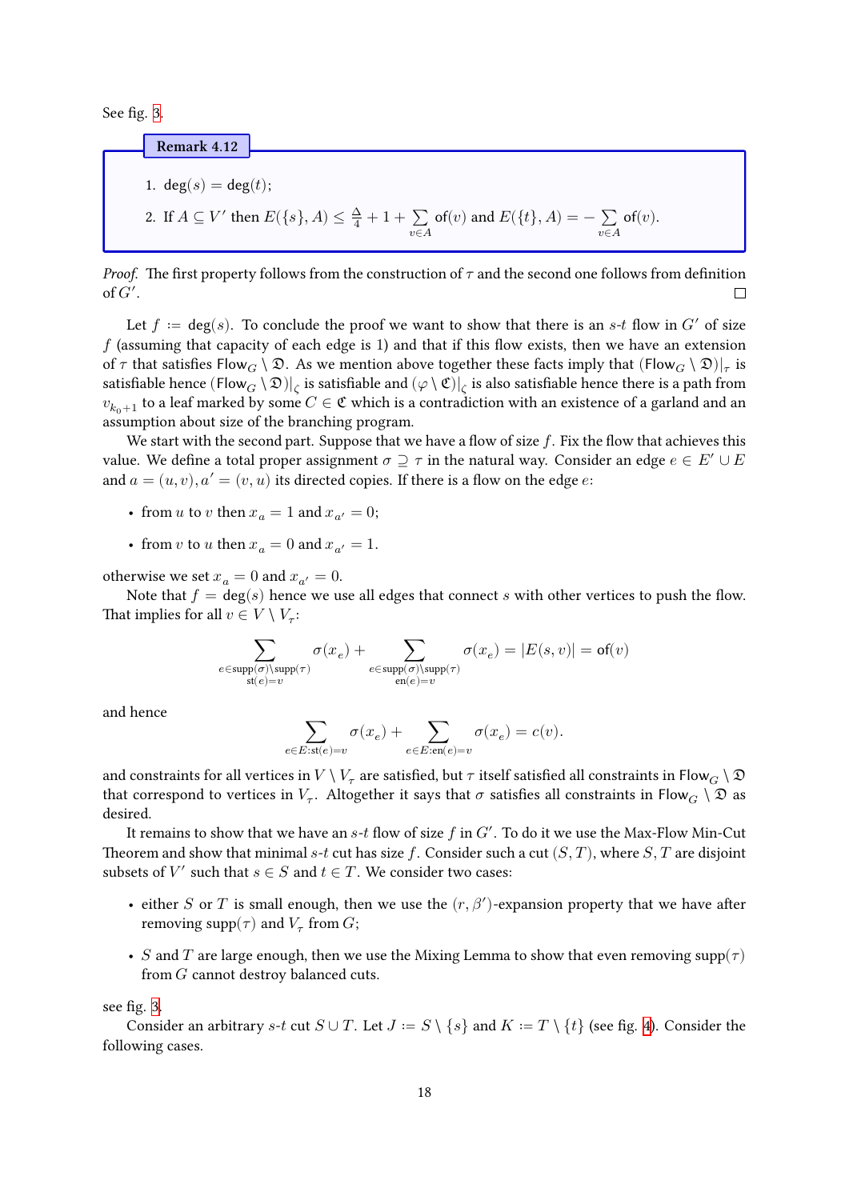See fig. 3.

**Remark 4.12**

1. $\deg(s) = \deg(t)$;
2. If $A \subseteq V'$ then $E(\{s\}, A) \leq \frac{\Delta}{4} + 1 + \sum_{v \in A} \mathsf{of}(v)$ and $E(\{t\}, A) = -\sum_{v \in A} \mathsf{of}(v)$.

*Proof.* The first property follows from the construction of $\tau$ and the second one follows from definition of $G'$. $\square$

Let $f := \deg(s)$. To conclude the proof we want to show that there is an $s$-$t$ flow in $G'$ of size $f$ (assuming that capacity of each edge is 1) and that if this flow exists, then we have an extension of $\tau$ that satisfies $\mathsf{Flow}_G \setminus \mathfrak{D}$. As we mention above together these facts imply that $(\mathsf{Flow}_G \setminus \mathfrak{D})|_\tau$ is satisfiable hence $(\mathsf{Flow}_G \setminus \mathfrak{D})|_\zeta$ is satisfiable and $(\varphi \setminus \mathfrak{C})|_\zeta$ is also satisfiable hence there is a path from $v_{k_0+1}$ to a leaf marked by some $C \in \mathfrak{C}$ which is a contradiction with an existence of a garland and an assumption about size of the branching program.

We start with the second part. Suppose that we have a flow of size $f$. Fix the flow that achieves this value. We define a total proper assignment $\sigma \supseteq \tau$ in the natural way. Consider an edge $e \in E' \cup E$ and $a = (u, v), a' = (v, u)$ its directed copies. If there is a flow on the edge $e$:

- from $u$ to $v$ then $x_a = 1$ and $x_{a'} = 0$;
- from $v$ to $u$ then $x_a = 0$ and $x_{a'} = 1$.

otherwise we set $x_a = 0$ and $x_{a'} = 0$.

Note that $f = \deg(s)$ hence we use all edges that connect $s$ with other vertices to push the flow. That implies for all $v \in V \setminus V_\tau$:

$$\sum_{\substack{e \in \mathrm{supp}(\sigma) \setminus \mathrm{supp}(\tau) \\ \mathrm{st}(e) = v}} \sigma(x_e) + \sum_{\substack{e \in \mathrm{supp}(\sigma) \setminus \mathrm{supp}(\tau) \\ \mathrm{en}(e) = v}} \sigma(x_e) = |E(s, v)| = \mathsf{of}(v)$$

and hence

$$\sum_{e \in E : \mathrm{st}(e) = v} \sigma(x_e) + \sum_{e \in E : \mathrm{en}(e) = v} \sigma(x_e) = c(v).$$

and constraints for all vertices in $V \setminus V_\tau$ are satisfied, but $\tau$ itself satisfied all constraints in $\mathsf{Flow}_G \setminus \mathfrak{D}$ that correspond to vertices in $V_\tau$. Altogether it says that $\sigma$ satisfies all constraints in $\mathsf{Flow}_G \setminus \mathfrak{D}$ as desired.

It remains to show that we have an $s$-$t$ flow of size $f$ in $G'$. To do it we use the Max-Flow Min-Cut Theorem and show that minimal $s$-$t$ cut has size $f$. Consider such a cut $(S, T)$, where $S, T$ are disjoint subsets of $V'$ such that $s \in S$ and $t \in T$. We consider two cases:

- either $S$ or $T$ is small enough, then we use the $(r, \beta')$-expansion property that we have after removing $\mathrm{supp}(\tau)$ and $V_\tau$ from $G$;
- $S$ and $T$ are large enough, then we use the Mixing Lemma to show that even removing $\mathrm{supp}(\tau)$ from $G$ cannot destroy balanced cuts.

see fig. 3.

Consider an arbitrary $s$-$t$ cut $S \cup T$. Let $J := S \setminus \{s\}$ and $K := T \setminus \{t\}$ (see fig. 4). Consider the following cases.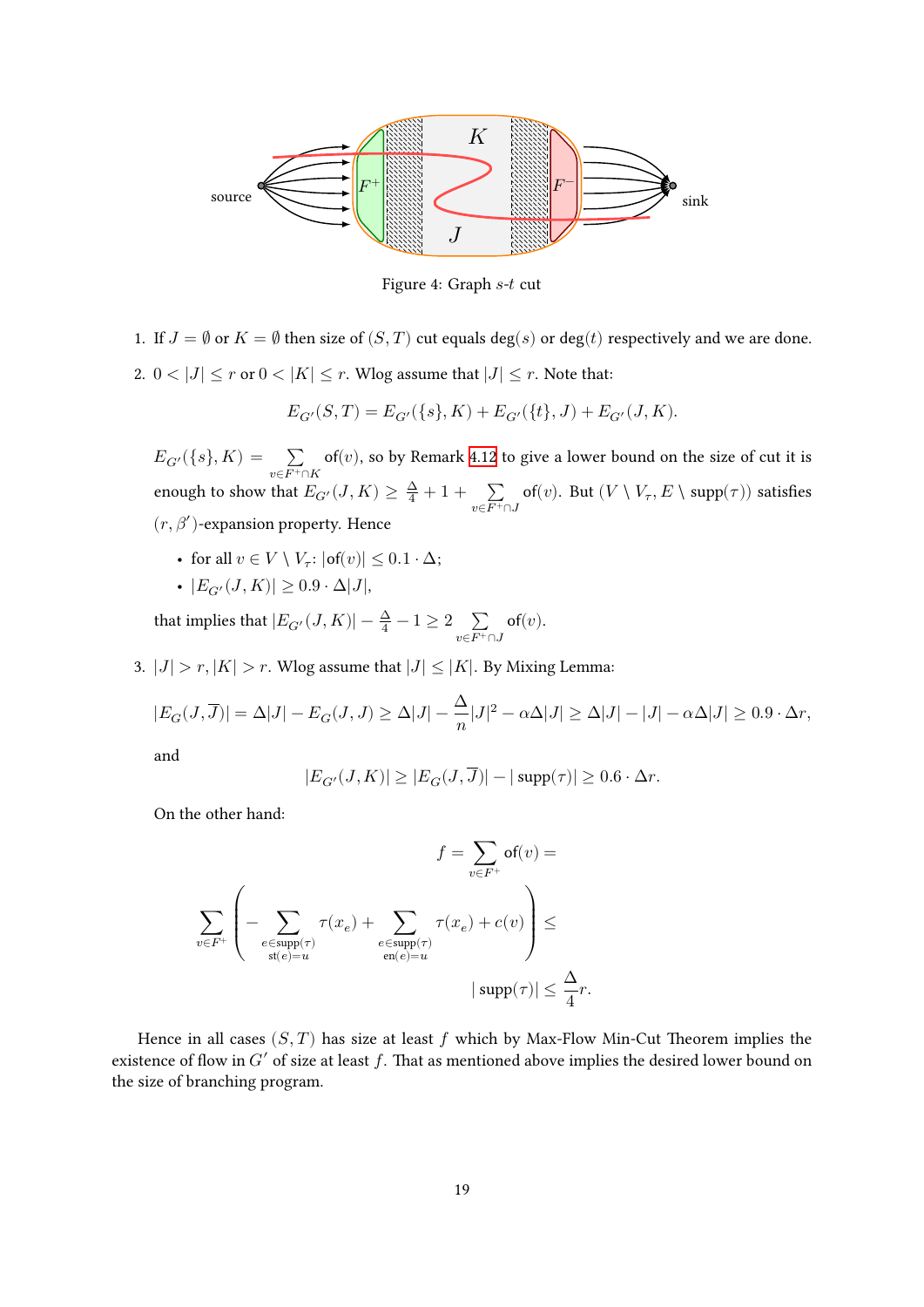Figure 4: Graph $s$-$t$ cut

1. If $J = \emptyset$ or $K = \emptyset$ then size of $(S, T)$ cut equals $\deg(s)$ or $\deg(t)$ respectively and we are done.

2. $0 < |J| \le r$ or $0 < |K| \le r$. Wlog assume that $|J| \le r$. Note that:

$$E_{G'}(S, T) = E_{G'}(\{s\}, K) + E_{G'}(\{t\}, J) + E_{G'}(J, K).$$

$E_{G'}(\{s\}, K) = \sum_{v \in F^+ \cap K} \mathsf{of}(v)$, so by Remark 4.12 to give a lower bound on the size of cut it is enough to show that $E_{G'}(J, K) \ge \frac{\Delta}{4} + 1 + \sum_{v \in F^+ \cap J} \mathsf{of}(v)$. But $(V \setminus V_\tau, E \setminus \mathsf{supp}(\tau))$ satisfies $(r, \beta')$-expansion property. Hence

   - for all $v \in V \setminus V_\tau$: $|\mathsf{of}(v)| \le 0.1 \cdot \Delta$;
   - $|E_{G'}(J, K)| \ge 0.9 \cdot \Delta |J|$,

   that implies $|E_{G'}(J, K)| - \frac{\Delta}{4} - 1 \ge 2 \sum_{v \in F^+ \cap J} \mathsf{of}(v)$.

3. $|J| > r, |K| > r$. Wlog assume that $|J| \le |K|$. By Mixing Lemma:

$$|E_G(J, \overline{J})| = \Delta|J| - E_G(J, J) \ge \Delta|J| - \frac{\Delta}{n}|J|^2 - \alpha\Delta|J| \ge \Delta|J| - |J| - \alpha\Delta|J| \ge 0.9 \cdot \Delta r,$$

and

$$|E_{G'}(J, K)| \ge |E_G(J, \overline{J})| - |\mathsf{supp}(\tau)| \ge 0.6 \cdot \Delta r.$$

On the other hand:

$$f = \sum_{v \in F^+} \mathsf{of}(v) =$$

$$\sum_{v \in F^+} \left( - \sum_{\substack{e \in \mathsf{supp}(\tau) \\ \mathsf{st}(e) = u}} \tau(x_e) + \sum_{\substack{e \in \mathsf{supp}(\tau) \\ \mathsf{en}(e) = u}} \tau(x_e) + c(v) \right) \le$$

$$|\mathsf{supp}(\tau)| \le \frac{\Delta}{4} r.$$

Hence in all cases $(S, T)$ has size at least $f$ which by Max-Flow Min-Cut Theorem implies the existence of flow in $G'$ of size at least $f$. That as mentioned above implies the desired lower bound on the size of branching program.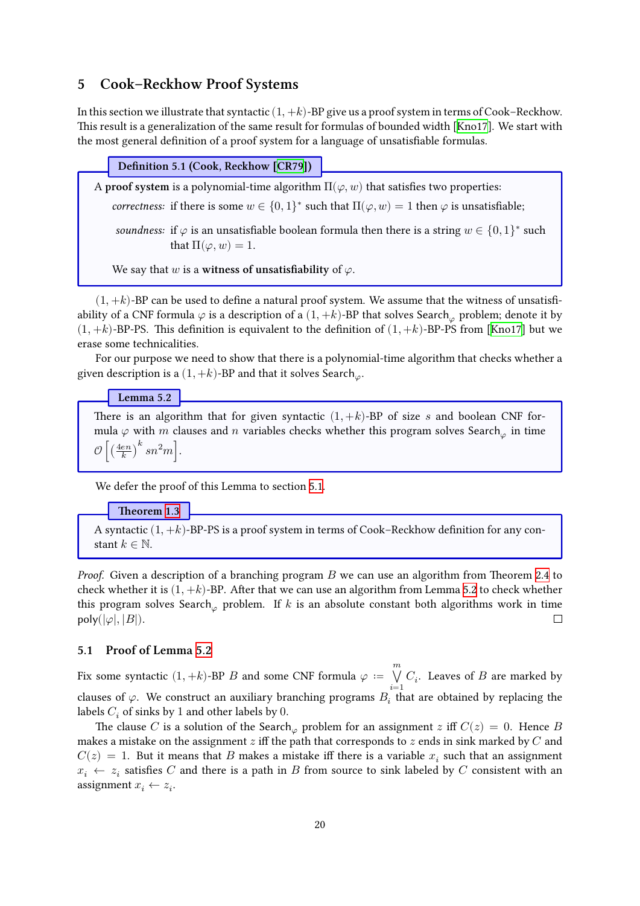## 5 Cook–Reckhow Proof Systems

In this section we illustrate that syntactic $(1,+k)$-BP give us a proof system in terms of Cook–Reckhow. This result is a generalization of the same result for formulas of bounded width [Kno17]. We start with the most general definition of a proof system for a language of unsatisfiable formulas.

**Definition 5.1 (Cook, Reckhow [CR79])**

A **proof system** is a polynomial-time algorithm $\Pi(\varphi, w)$ that satisfies two properties:

*correctness:* if there is some $w \in \{0,1\}^*$ such that $\Pi(\varphi, w) = 1$ then $\varphi$ is unsatisfiable;

*soundness:* if $\varphi$ is an unsatisfiable boolean formula then there is a string $w \in \{0,1\}^*$ such that $\Pi(\varphi, w) = 1$.

We say that $w$ is a **witness of unsatisfiability** of $\varphi$.

$(1,+k)$-BP can be used to define a natural proof system. We assume that the witness of unsatisfiability of a CNF formula $\varphi$ is a description of a $(1,+k)$-BP that solves $\text{Search}_\varphi$ problem; denote it by $(1,+k)$-BP-PS. This definition is equivalent to the definition of $(1,+k)$-BP-PS from [Kno17] but we erase some technicalities.

For our purpose we need to show that there is a polynomial-time algorithm that checks whether a given description is a $(1,+k)$-BP and that it solves $\text{Search}_\varphi$.

**Lemma 5.2**

There is an algorithm that for given syntactic $(1,+k)$-BP of size $s$ and boolean CNF formula $\varphi$ with $m$ clauses and $n$ variables checks whether this program solves $\text{Search}_\varphi$ in time $\mathcal{O}\left[\left(\frac{4en}{k}\right)^k sn^2m\right]$.

We defer the proof of this Lemma to section 5.1.

**Theorem 1.3**

A syntactic $(1,+k)$-BP-PS is a proof system in terms of Cook–Reckhow definition for any constant $k \in \mathbb{N}$.

*Proof.* Given a description of a branching program $B$ we can use an algorithm from Theorem 2.4 to check whether it is $(1,+k)$-BP. After that we can use an algorithm from Lemma 5.2 to check whether this program solves $\text{Search}_\varphi$ problem. If $k$ is an absolute constant both algorithms work in time $\text{poly}(|\varphi|, |B|)$. □

### 5.1 Proof of Lemma 5.2

Fix some syntactic $(1,+k)$-BP $B$ and some CNF formula $\varphi := \bigvee_{i=1}^{m} C_i$. Leaves of $B$ are marked by clauses of $\varphi$. We construct an auxiliary branching programs $B_i$ that are obtained by replacing the labels $C_i$ of sinks by 1 and other labels by 0.

The clause $C$ is a solution of the $\text{Search}_\varphi$ problem for an assignment $z$ iff $C(z) = 0$. Hence $B$ makes a mistake on the assignment $z$ iff the path that corresponds to $z$ ends in sink marked by $C$ and $C(z) = 1$. But it means that $B$ makes a mistake iff there is a variable $x_i$ such that an assignment $x_i \leftarrow z_i$ satisfies $C$ and there is a path in $B$ from source to sink labeled by $C$ consistent with an assignment $x_i \leftarrow z_i$.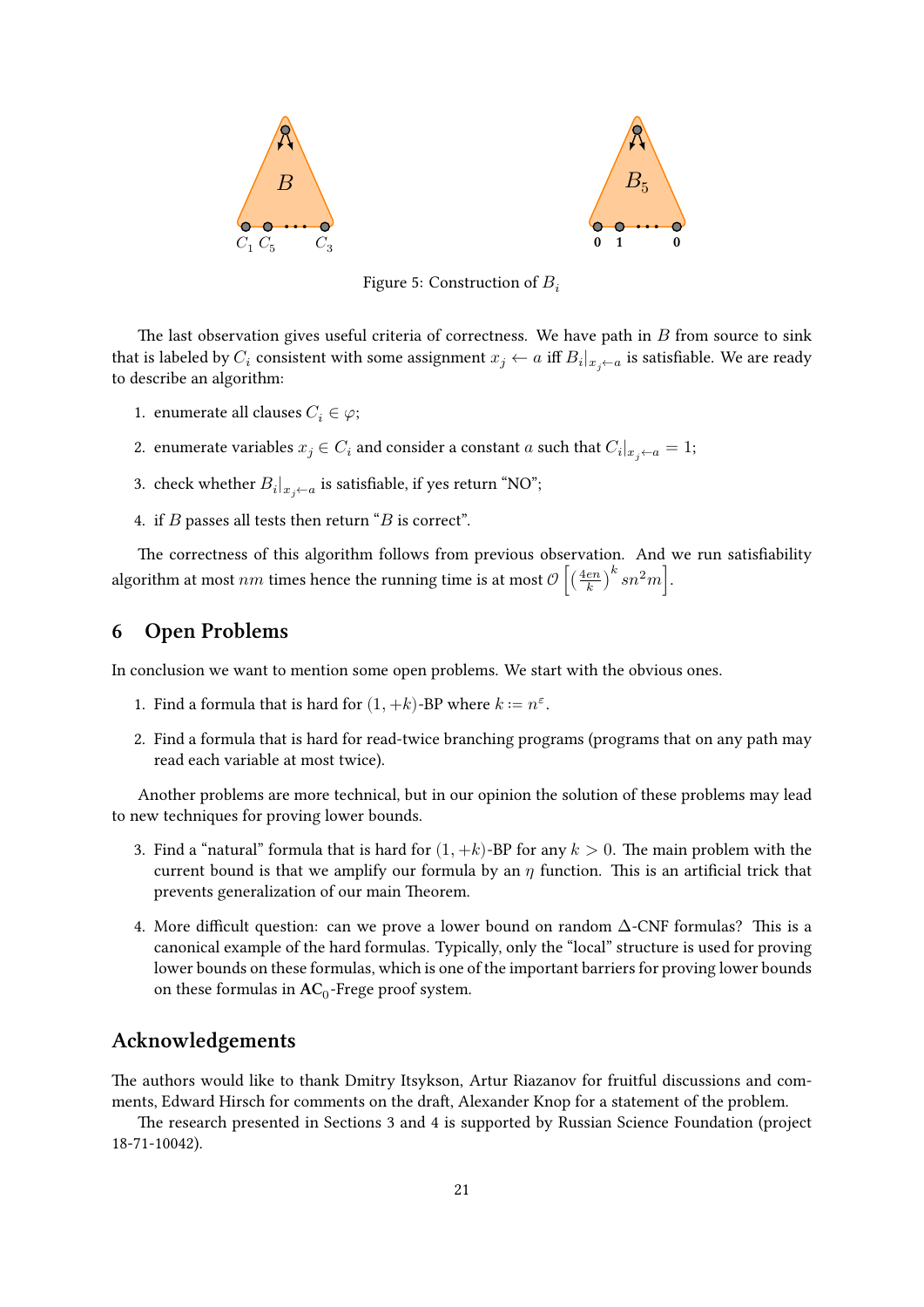Figure 5: Construction of $B_i$

The last observation gives useful criteria of correctness. We have path in $B$ from source to sink that is labeled by $C_i$ consistent with some assignment $x_j \leftarrow a$ iff $B_i|_{x_j \leftarrow a}$ is satisfiable. We are ready to describe an algorithm:

1. enumerate all clauses $C_i \in \varphi$;
2. enumerate variables $x_j \in C_i$ and consider a constant $a$ such that $C_i|_{x_j \leftarrow a} = 1$;
3. check whether $B_i|_{x_j \leftarrow a}$ is satisfiable, if yes return "NO";
4. if $B$ passes all tests then return "$B$ is correct".

The correctness of this algorithm follows from previous observation. And we run satisfiability algorithm at most $nm$ times hence the running time is at most $\mathcal{O}\left[\left(\frac{4en}{k}\right)^k sn^2m\right]$.

## 6 Open Problems

In conclusion we want to mention some open problems. We start with the obvious ones.

1. Find a formula that is hard for $(1, +k)$-BP where $k := n^\varepsilon$.
2. Find a formula that is hard for read-twice branching programs (programs that on any path may read each variable at most twice).

Another problems are more technical, but in our opinion the solution of these problems may lead to new techniques for proving lower bounds.

3. Find a "natural" formula that is hard for $(1, +k)$-BP for any $k > 0$. The main problem with the current bound is that we amplify our formula by an $\eta$ function. This is an artificial trick that prevents generalization of our main Theorem.
4. More difficult question: can we prove a lower bound on random $\Delta$-CNF formulas? This is a canonical example of the hard formulas. Typically, only the "local" structure is used for proving lower bounds on these formulas, which is one of the important barriers for proving lower bounds on these formulas in $\mathbf{AC}_0$-Frege proof system.

## Acknowledgements

The authors would like to thank Dmitry Itsykson, Artur Riazanov for fruitful discussions and comments, Edward Hirsch for comments on the draft, Alexander Knop for a statement of the problem.

The research presented in Sections 3 and 4 is supported by Russian Science Foundation (project 18-71-10042).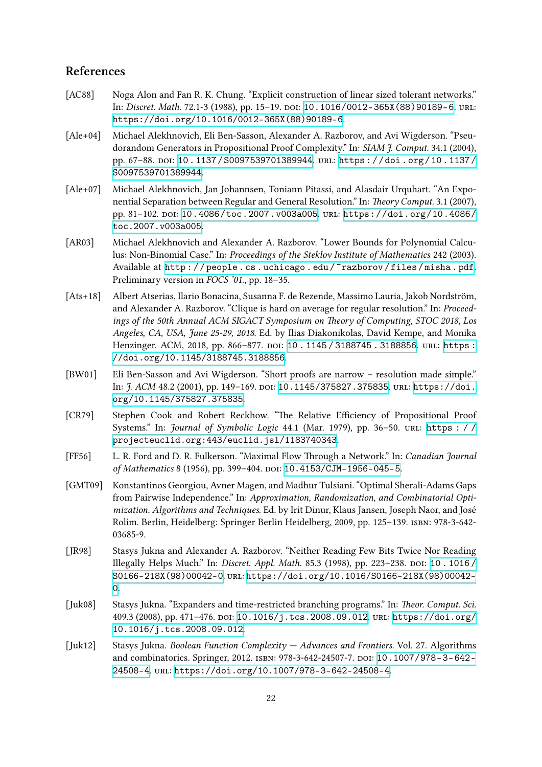## References

[AC88] Noga Alon and Fan R. K. Chung. "Explicit construction of linear sized tolerant networks." In: *Discret. Math.* 72.1-3 (1988), pp. 15–19. DOI: 10.1016/0012-365X(88)90189-6. URL: https://doi.org/10.1016/0012-365X(88)90189-6.

[Ale+04] Michael Alekhnovich, Eli Ben-Sasson, Alexander A. Razborov, and Avi Wigderson. "Pseudorandom Generators in Propositional Proof Complexity." In: *SIAM J. Comput.* 34.1 (2004), pp. 67–88. DOI: 10.1137/S0097539701389944. URL: https://doi.org/10.1137/S0097539701389944.

[Ale+07] Michael Alekhnovich, Jan Johannsen, Toniann Pitassi, and Alasdair Urquhart. "An Exponential Separation between Regular and General Resolution." In: *Theory Comput.* 3.1 (2007), pp. 81–102. DOI: 10.4086/toc.2007.v003a005. URL: https://doi.org/10.4086/toc.2007.v003a005.

[AR03] Michael Alekhnovich and Alexander A. Razborov. "Lower Bounds for Polynomial Calculus: Non-Binomial Case." In: *Proceedings of the Steklov Institute of Mathematics* 242 (2003). Available at http://people.cs.uchicago.edu/~razborov/files/misha.pdf. Preliminary version in *FOCS '01*., pp. 18–35.

[Ats+18] Albert Atserias, Ilario Bonacina, Susanna F. de Rezende, Massimo Lauria, Jakob Nordström, and Alexander A. Razborov. "Clique is hard on average for regular resolution." In: *Proceedings of the 50th Annual ACM SIGACT Symposium on Theory of Computing, STOC 2018, Los Angeles, CA, USA, June 25-29, 2018*. Ed. by Ilias Diakonikolas, David Kempe, and Monika Henzinger. ACM, 2018, pp. 866–877. DOI: 10.1145/3188745.3188856. URL: https://doi.org/10.1145/3188745.3188856.

[BW01] Eli Ben-Sasson and Avi Wigderson. "Short proofs are narrow – resolution made simple." In: *J. ACM* 48.2 (2001), pp. 149–169. DOI: 10.1145/375827.375835. URL: https://doi.org/10.1145/375827.375835.

[CR79] Stephen Cook and Robert Reckhow. "The Relative Efficiency of Propositional Proof Systems." In: *Journal of Symbolic Logic* 44.1 (Mar. 1979), pp. 36–50. URL: https://projecteuclid.org:443/euclid.jsl/1183740343.

[FF56] L. R. Ford and D. R. Fulkerson. "Maximal Flow Through a Network." In: *Canadian Journal of Mathematics* 8 (1956), pp. 399–404. DOI: 10.4153/CJM-1956-045-5.

[GMT09] Konstantinos Georgiou, Avner Magen, and Madhur Tulsiani. "Optimal Sherali-Adams Gaps from Pairwise Independence." In: *Approximation, Randomization, and Combinatorial Optimization. Algorithms and Techniques*. Ed. by Irit Dinur, Klaus Jansen, Joseph Naor, and José Rolim. Berlin, Heidelberg: Springer Berlin Heidelberg, 2009, pp. 125–139. ISBN: 978-3-642-03685-9.

[JR98] Stasys Jukna and Alexander A. Razborov. "Neither Reading Few Bits Twice Nor Reading Illegally Helps Much." In: *Discret. Appl. Math.* 85.3 (1998), pp. 223–238. DOI: 10.1016/S0166-218X(98)00042-0. URL: https://doi.org/10.1016/S0166-218X(98)00042-0.

[Juk08] Stasys Jukna. "Expanders and time-restricted branching programs." In: *Theor. Comput. Sci.* 409.3 (2008), pp. 471–476. DOI: 10.1016/j.tcs.2008.09.012. URL: https://doi.org/10.1016/j.tcs.2008.09.012.

[Juk12] Stasys Jukna. *Boolean Function Complexity — Advances and Frontiers*. Vol. 27. Algorithms and combinatorics. Springer, 2012. ISBN: 978-3-642-24507-7. DOI: 10.1007/978-3-642-24508-4. URL: https://doi.org/10.1007/978-3-642-24508-4.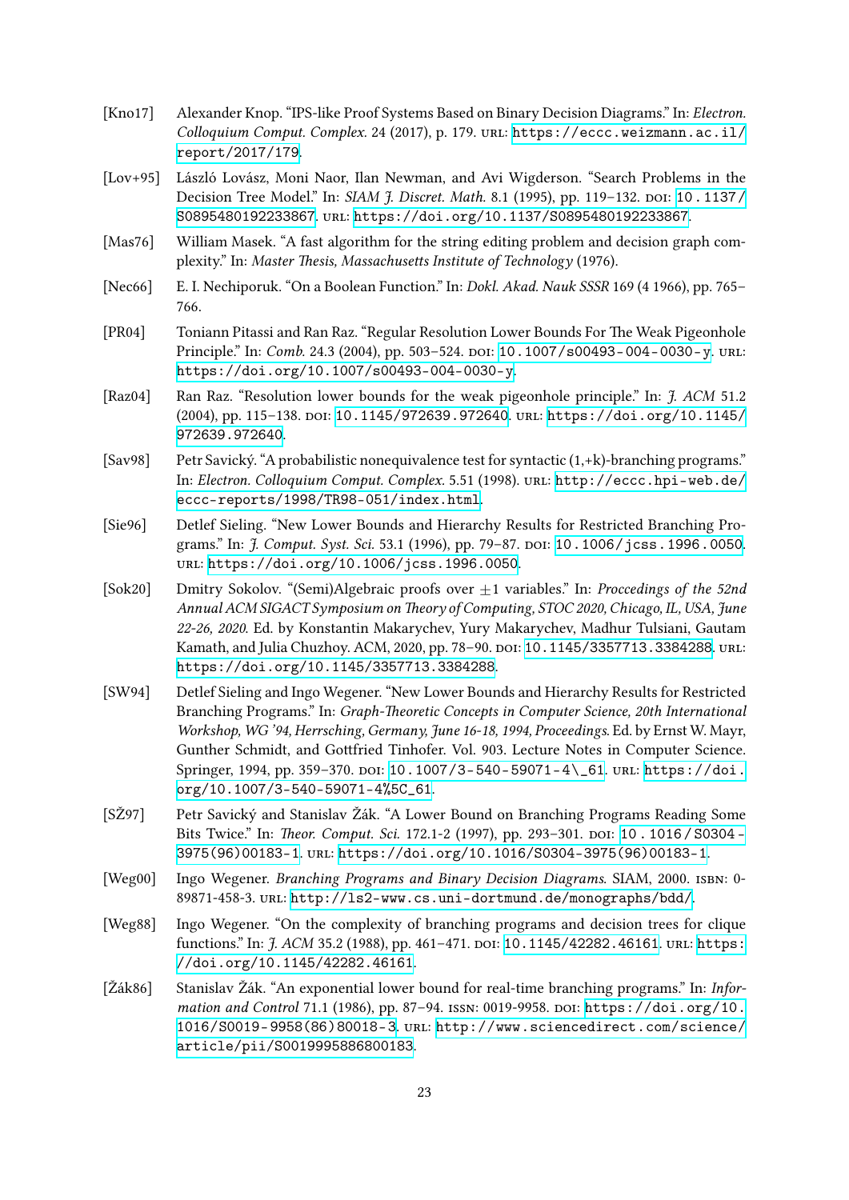[Kno17] Alexander Knop. “IPS-like Proof Systems Based on Binary Decision Diagrams.” In: *Electron. Colloquium Comput. Complex.* 24 (2017), p. 179. URL: https://eccc.weizmann.ac.il/report/2017/179.

[Lov+95] László Lovász, Moni Naor, Ilan Newman, and Avi Wigderson. “Search Problems in the Decision Tree Model.” In: *SIAM J. Discret. Math.* 8.1 (1995), pp. 119–132. DOI: 10.1137/S0895480192233867. URL: https://doi.org/10.1137/S0895480192233867.

[Mas76] William Masek. “A fast algorithm for the string editing problem and decision graph complexity.” In: *Master Thesis, Massachusetts Institute of Technology* (1976).

[Nec66] E. I. Nechiporuk. “On a Boolean Function.” In: *Dokl. Akad. Nauk SSSR* 169 (4 1966), pp. 765–766.

[PR04] Toniann Pitassi and Ran Raz. “Regular Resolution Lower Bounds For The Weak Pigeonhole Principle.” In: *Comb.* 24.3 (2004), pp. 503–524. DOI: 10.1007/s00493-004-0030-y. URL: https://doi.org/10.1007/s00493-004-0030-y.

[Raz04] Ran Raz. “Resolution lower bounds for the weak pigeonhole principle.” In: *J. ACM* 51.2 (2004), pp. 115–138. DOI: 10.1145/972639.972640. URL: https://doi.org/10.1145/972639.972640.

[Sav98] Petr Savický. “A probabilistic nonequivalence test for syntactic (1,+k)-branching programs.” In: *Electron. Colloquium Comput. Complex.* 5.51 (1998). URL: http://eccc.hpi-web.de/eccc-reports/1998/TR98-051/index.html.

[Sie96] Detlef Sieling. “New Lower Bounds and Hierarchy Results for Restricted Branching Programs.” In: *J. Comput. Syst. Sci.* 53.1 (1996), pp. 79–87. DOI: 10.1006/jcss.1996.0050. URL: https://doi.org/10.1006/jcss.1996.0050.

[Sok20] Dmitry Sokolov. “(Semi)Algebraic proofs over $\pm 1$ variables.” In: *Proccedings of the 52nd Annual ACM SIGACT Symposium on Theory of Computing, STOC 2020, Chicago, IL, USA, June 22-26, 2020.* Ed. by Konstantin Makarychev, Yury Makarychev, Madhur Tulsiani, Gautam Kamath, and Julia Chuzhoy. ACM, 2020, pp. 78–90. DOI: 10.1145/3357713.3384288. URL: https://doi.org/10.1145/3357713.3384288.

[SW94] Detlef Sieling and Ingo Wegener. “New Lower Bounds and Hierarchy Results for Restricted Branching Programs.” In: *Graph-Theoretic Concepts in Computer Science, 20th International Workshop, WG '94, Herrsching, Germany, June 16-18, 1994, Proceedings.* Ed. by Ernst W. Mayr, Gunther Schmidt, and Gottfried Tinhofer. Vol. 903. Lecture Notes in Computer Science. Springer, 1994, pp. 359–370. DOI: 10.1007/3-540-59071-4\_61. URL: https://doi.org/10.1007/3-540-59071-4%5C_61.

[SŽ97] Petr Savický and Stanislav Žák. “A Lower Bound on Branching Programs Reading Some Bits Twice.” In: *Theor. Comput. Sci.* 172.1-2 (1997), pp. 293–301. DOI: 10.1016/S0304-3975(96)00183-1. URL: https://doi.org/10.1016/S0304-3975(96)00183-1.

[Weg00] Ingo Wegener. *Branching Programs and Binary Decision Diagrams.* SIAM, 2000. ISBN: 0-89871-458-3. URL: http://ls2-www.cs.uni-dortmund.de/monographs/bdd/.

[Weg88] Ingo Wegener. “On the complexity of branching programs and decision trees for clique functions.” In: *J. ACM* 35.2 (1988), pp. 461–471. DOI: 10.1145/42282.46161. URL: https://doi.org/10.1145/42282.46161.

[Žák86] Stanislav Žák. “An exponential lower bound for real-time branching programs.” In: *Information and Control* 71.1 (1986), pp. 87–94. ISSN: 0019-9958. DOI: https://doi.org/10.1016/S0019-9958(86)80018-3. URL: http://www.sciencedirect.com/science/article/pii/S0019995886800183.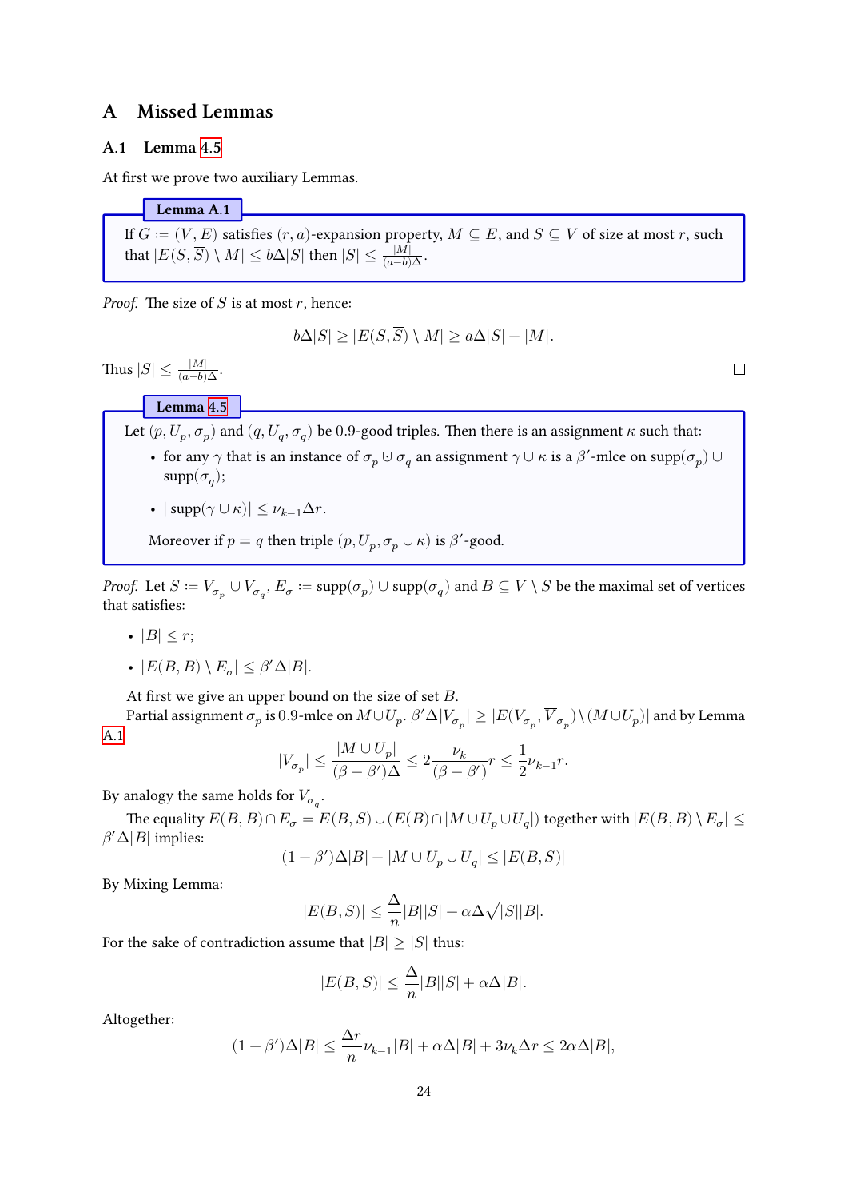# A Missed Lemmas

## A.1 Lemma 4.5

At first we prove two auxiliary Lemmas.

**Lemma A.1**

If $G := (V, E)$ satisfies $(r, a)$-expansion property, $M \subseteq E$, and $S \subseteq V$ of size at most $r$, such that $|E(S, \overline{S}) \setminus M| \leq b\Delta|S|$ then $|S| \leq \frac{|M|}{(a-b)\Delta}$.

*Proof.* The size of $S$ is at most $r$, hence:

$$b\Delta|S| \geq |E(S, \overline{S}) \setminus M| \geq a\Delta|S| - |M|.$$

Thus $|S| \leq \frac{|M|}{(a-b)\Delta}$. □

**Lemma 4.5**

Let $(p, U_p, \sigma_p)$ and $(q, U_q, \sigma_q)$ be 0.9-good triples. Then there is an assignment $\kappa$ such that:

- for any $\gamma$ that is an instance of $\sigma_p \uplus \sigma_q$ an assignment $\gamma \cup \kappa$ is a $\beta'$-mlce on $\text{supp}(\sigma_p) \cup \text{supp}(\sigma_q)$;
- $|\text{supp}(\gamma \cup \kappa)| \leq \nu_{k-1}\Delta r$.

Moreover if $p = q$ then triple $(p, U_p, \sigma_p \cup \kappa)$ is $\beta'$-good.

*Proof.* Let $S := V_{\sigma_p} \cup V_{\sigma_q}$, $E_\sigma := \text{supp}(\sigma_p) \cup \text{supp}(\sigma_q)$ and $B \subseteq V \setminus S$ be the maximal set of vertices that satisfies:

- $|B| \leq r$;
- $|E(B, \overline{B}) \setminus E_\sigma| \leq \beta'\Delta|B|$.

At first we give an upper bound on the size of set $B$.

Partial assignment $\sigma_p$ is 0.9-mlce on $M \cup U_p$. $\beta'\Delta|V_{\sigma_p}| \geq |E(V_{\sigma_p}, \overline{V}_{\sigma_p}) \setminus (M \cup U_p)|$ and by Lemma A.1

$$|V_{\sigma_p}| \leq \frac{|M \cup U_p|}{(\beta - \beta')\Delta} \leq 2\frac{\nu_k}{(\beta - \beta')}r \leq \frac{1}{2}\nu_{k-1}r.$$

By analogy the same holds for $V_{\sigma_q}$.

The equality $E(B, \overline{B}) \cap E_\sigma = E(B, S) \cup (E(B) \cap |M \cup U_p \cup U_q|)$ together with $|E(B, \overline{B}) \setminus E_\sigma| \leq \beta'\Delta|B|$ implies:

$$(1 - \beta')\Delta|B| - |M \cup U_p \cup U_q| \leq |E(B, S)|$$

By Mixing Lemma:

$$|E(B, S)| \leq \frac{\Delta}{n}|B||S| + \alpha\Delta\sqrt{|S||B|}.$$

For the sake of contradiction assume that $|B| \geq |S|$ thus:

$$|E(B, S)| \leq \frac{\Delta}{n}|B||S| + \alpha\Delta|B|.$$

Altogether:

$$(1 - \beta')\Delta|B| \leq \frac{\Delta r}{n}\nu_{k-1}|B| + \alpha\Delta|B| + 3\nu_k\Delta r \leq 2\alpha\Delta|B|,$$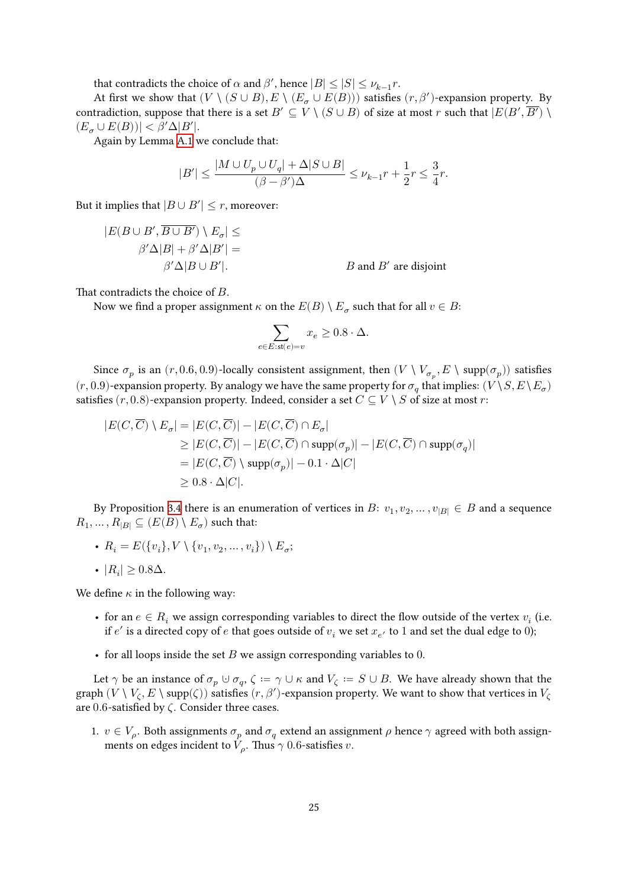that contradicts the choice of $\alpha$ and $\beta'$, hence $|B| \leq |S| \leq \nu_{k-1} r$.

At first we show that $(V \setminus (S \cup B), E \setminus (E_\sigma \cup E(B)))$ satisfies $(r, \beta')$-expansion property. By contradiction, suppose that there is a set $B' \subseteq V \setminus (S \cup B)$ of size at most $r$ such that $|E(B', \overline{B'}) \setminus (E_\sigma \cup E(B))| < \beta' \Delta |B'|$.

Again by Lemma A.1 we conclude that:

$$|B'| \leq \frac{|M \cup U_p \cup U_q| + \Delta |S \cup B|}{(\beta - \beta')\Delta} \leq \nu_{k-1} r + \frac{1}{2} r \leq \frac{3}{4} r.$$

But it implies that $|B \cup B'| \leq r$, moreover:

$$\begin{aligned}
|E(B \cup B', \overline{B \cup B'}) \setminus E_\sigma| &\leq \\
\beta' \Delta |B| + \beta' \Delta |B'| &= \\
\beta' \Delta |B \cup B'|. & \qquad\qquad B \text{ and } B' \text{ are disjoint}
\end{aligned}$$

That contradicts the choice of $B$.

Now we find a proper assignment $\kappa$ on the $E(B) \setminus E_\sigma$ such that for all $v \in B$:

$$\sum_{e \in E : \mathrm{st}(e) = v} x_e \geq 0.8 \cdot \Delta.$$

Since $\sigma_p$ is an $(r, 0.6, 0.9)$-locally consistent assignment, then $(V \setminus V_{\sigma_p}, E \setminus \mathrm{supp}(\sigma_p))$ satisfies $(r, 0.9)$-expansion property. By analogy we have the same property for $\sigma_q$ that implies: $(V \setminus S, E \setminus E_\sigma)$ satisfies $(r, 0.8)$-expansion property. Indeed, consider a set $C \subseteq V \setminus S$ of size at most $r$:

$$\begin{aligned}
|E(C, \overline{C}) \setminus E_\sigma| &= |E(C, \overline{C})| - |E(C, \overline{C}) \cap E_\sigma| \\
&\geq |E(C, \overline{C})| - |E(C, \overline{C}) \cap \mathrm{supp}(\sigma_p)| - |E(C, \overline{C}) \cap \mathrm{supp}(\sigma_q)| \\
&= |E(C, \overline{C}) \setminus \mathrm{supp}(\sigma_p)| - 0.1 \cdot \Delta |C| \\
&\geq 0.8 \cdot \Delta |C|.
\end{aligned}$$

By Proposition 3.4 there is an enumeration of vertices in $B$: $v_1, v_2, \dots, v_{|B|} \in B$ and a sequence $R_1, \dots, R_{|B|} \subseteq (E(B) \setminus E_\sigma)$ such that:

- $R_i = E(\{v_i\}, V \setminus \{v_1, v_2, \dots, v_i\}) \setminus E_\sigma$;
- $|R_i| \geq 0.8\Delta$.

We define $\kappa$ in the following way:

- for an $e \in R_i$ we assign corresponding variables to direct the flow outside of the vertex $v_i$ (i.e. if $e'$ is a directed copy of $e$ that goes outside of $v_i$ we set $x_{e'}$ to 1 and set the dual edge to 0);
- for all loops inside the set $B$ we assign corresponding variables to 0.

Let $\gamma$ be an instance of $\sigma_p \uplus \sigma_q$, $\zeta := \gamma \cup \kappa$ and $V_\zeta := S \cup B$. We have already shown that the graph $(V \setminus V_\zeta, E \setminus \mathrm{supp}(\zeta))$ satisfies $(r, \beta')$-expansion property. We want to show that vertices in $V_\zeta$ are 0.6-satisfied by $\zeta$. Consider three cases.

1. $v \in V_\rho$. Both assignments $\sigma_p$ and $\sigma_q$ extend an assignment $\rho$ hence $\gamma$ agreed with both assignments on edges incident to $V_\rho$. Thus $\gamma$ 0.6-satisfies $v$.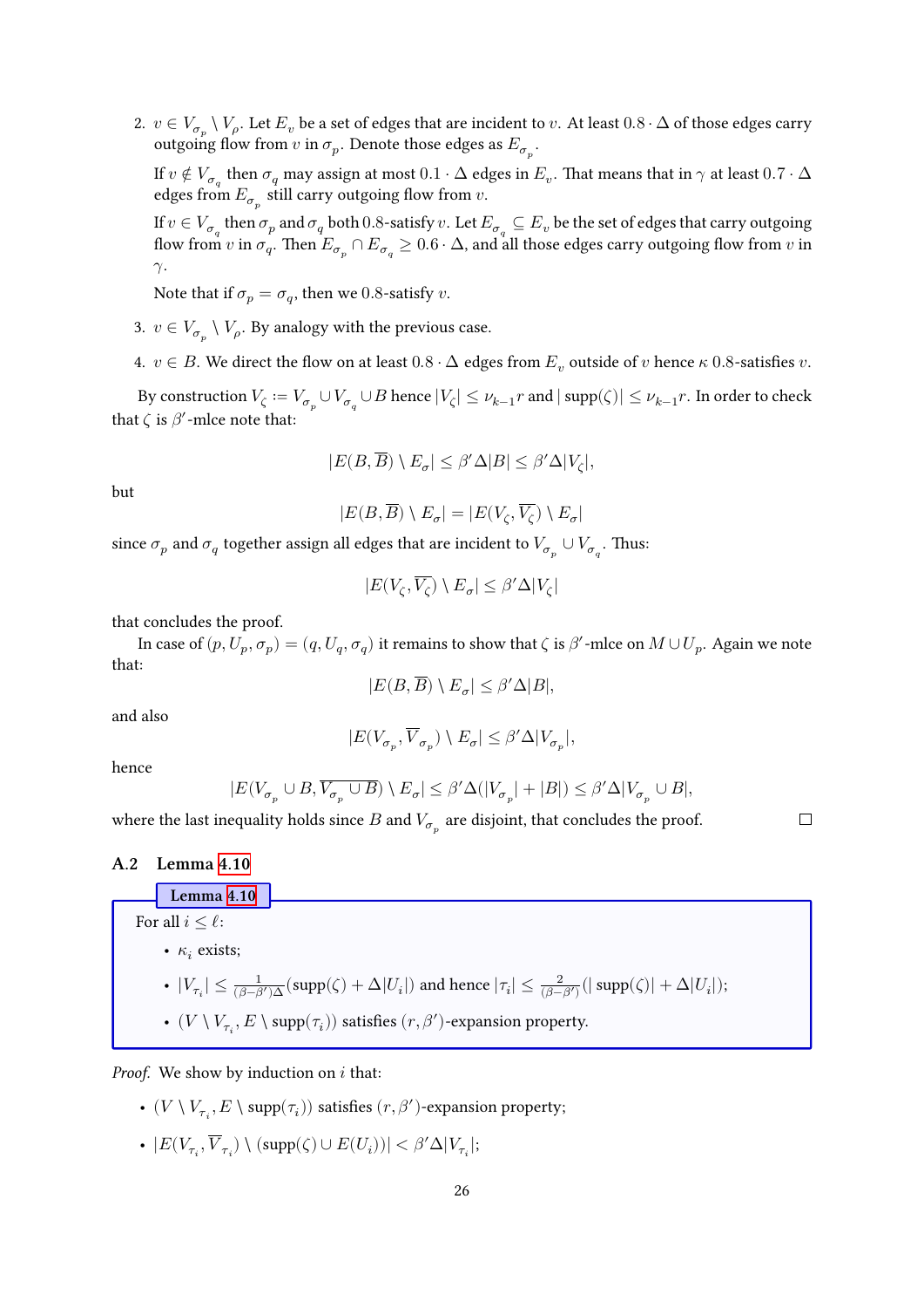2. $v \in V_{\sigma_p} \setminus V_\rho$. Let $E_v$ be a set of edges that are incident to $v$. At least $0.8 \cdot \Delta$ of those edges carry outgoing flow from $v$ in $\sigma_p$. Denote those edges as $E_{\sigma_p}$.

   If $v \notin V_{\sigma_q}$ then $\sigma_q$ may assign at most $0.1 \cdot \Delta$ edges in $E_v$. That means that in $\gamma$ at least $0.7 \cdot \Delta$ edges from $E_{\sigma_p}$ still carry outgoing flow from $v$.

   If $v \in V_{\sigma_q}$ then $\sigma_p$ and $\sigma_q$ both 0.8-satisfy $v$. Let $E_{\sigma_q} \subseteq E_v$ be the set of edges that carry outgoing flow $v$ in $\sigma_q$. Then $E_{\sigma_p} \cap E_{\sigma_q} \geq 0.6 \cdot \Delta$, and all those edges carry outgoing flow from $v$ in $\gamma$.

   Note that if $\sigma_p = \sigma_q$, then we 0.8-satisfy $v$.

3. $v \in V_{\sigma_p} \setminus V_\rho$. By analogy with the previous case.

4. $v \in B$. We direct the flow on at least $0.8 \cdot \Delta$ edges from $E_v$ outside of $v$ hence $\kappa$ 0.8-satisfies $v$.

By construction $V_\zeta := V_{\sigma_p} \cup V_{\sigma_q} \cup B$ hence $|V_\zeta| \leq \nu_{k-1} r$ and $|\operatorname{supp}(\zeta)| \leq \nu_{k-1} r$. In order to check that $\zeta$ is $\beta'$-mlce note that:

$$|E(B, \overline{B}) \setminus E_\sigma| \leq \beta' \Delta |B| \leq \beta' \Delta |V_\zeta|,$$

but

$$|E(B, \overline{B}) \setminus E_\sigma| = |E(V_\zeta, \overline{V_\zeta}) \setminus E_\sigma|$$

since $\sigma_p$ and $\sigma_q$ together assign all edges that are incident to $V_{\sigma_p} \cup V_{\sigma_q}$. Thus:

$$|E(V_\zeta, \overline{V_\zeta}) \setminus E_\sigma| \leq \beta' \Delta |V_\zeta|$$

that concludes the proof.

In case of $(p, U_p, \sigma_p) = (q, U_q, \sigma_q)$ it remains to show that $\zeta$ is $\beta'$-mlce on $M \cup U_p$. Again we note that:

$$|E(B, \overline{B}) \setminus E_\sigma| \leq \beta' \Delta |B|,$$

and also

$$|E(V_{\sigma_p}, \overline{V}_{\sigma_p}) \setminus E_\sigma| \leq \beta' \Delta |V_{\sigma_p}|,$$

hence

$$|E(V_{\sigma_p} \cup B, \overline{V_{\sigma_p} \cup B}) \setminus E_\sigma| \leq \beta' \Delta (|V_{\sigma_p}| + |B|) \leq \beta' \Delta |V_{\sigma_p} \cup B|,$$

where the last inequality holds since $B$ and $V_{\sigma_p}$ are disjoint, that concludes the proof. □

## A.2 Lemma 4.10

**Lemma 4.10**

For all $i \leq \ell$:

- $\kappa_i$ exists;
- $|V_{\tau_i}| \leq \frac{1}{(\beta - \beta')\Delta}(\operatorname{supp}(\zeta) + \Delta |U_i|)$ and hence $|\tau_i| \leq \frac{2}{(\beta - \beta')}(|\operatorname{supp}(\zeta)| + \Delta |U_i|)$;
- $(V \setminus V_{\tau_i}, E \setminus \operatorname{supp}(\tau_i))$ satisfies $(r, \beta')$-expansion property.

*Proof.* We show by induction on $i$ that:

- $(V \setminus V_{\tau_i}, E \setminus \operatorname{supp}(\tau_i))$ satisfies $(r, \beta')$-expansion property;
- $|E(V_{\tau_i}, \overline{V}_{\tau_i}) \setminus (\operatorname{supp}(\zeta) \cup E(U_i))| < \beta' \Delta |V_{\tau_i}|$;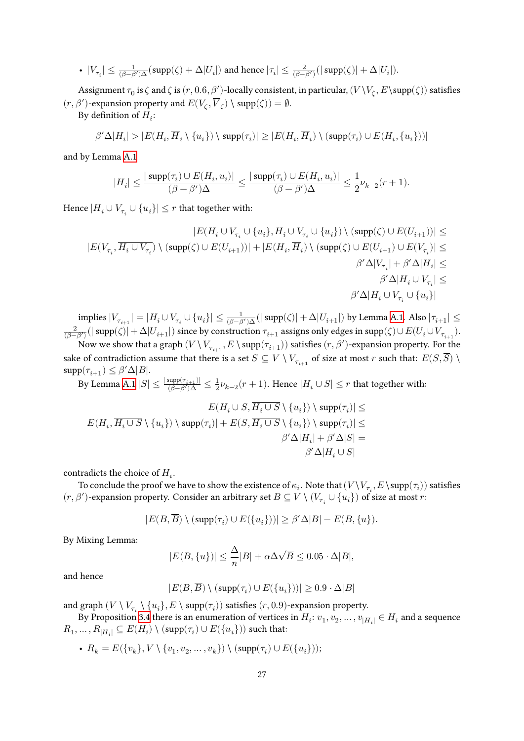- $|V_{\tau_i}| \le \frac{1}{(\beta-\beta')\Delta}(\mathrm{supp}(\zeta) + \Delta|U_i|)$ and hence $|\tau_i| \le \frac{2}{(\beta-\beta')}(|\,\mathrm{supp}(\zeta)| + \Delta|U_i|)$.

Assignment $\tau_0$ is $\zeta$ and $\zeta$ is $(r, 0.6, \beta')$-locally consistent, in particular, $(V \setminus V_\zeta, E \setminus \mathrm{supp}(\zeta))$ satisfies $(r, \beta')$-expansion property and $E(V_\zeta, \overline{V}_\zeta) \setminus \mathrm{supp}(\zeta)) = \emptyset$.

By definition of $H_i$:

$$\beta'\Delta|H_i| > |E(H_i, \overline{H}_i \setminus \{u_i\}) \setminus \mathrm{supp}(\tau_i)| \ge |E(H_i, \overline{H}_i) \setminus (\mathrm{supp}(\tau_i) \cup E(H_i, \{u_i\}))|$$

and by Lemma A.1

$$|H_i| \le \frac{|\,\mathrm{supp}(\tau_i) \cup E(H_i, u_i)|}{(\beta-\beta')\Delta} \le \frac{|\,\mathrm{supp}(\tau_i) \cup E(H_i, u_i)|}{(\beta-\beta')\Delta} \le \frac{1}{2}\nu_{k-2}(r+1).$$

Hence $|H_i \cup V_{\tau_i} \cup \{u_i\}| \le r$ that together with:

$$\begin{aligned}
|E(H_i \cup V_{\tau_i} \cup \{u_i\}, \overline{H_i \cup V_{\tau_i} \cup \{u_i\}}) \setminus (\mathrm{supp}(\zeta) \cup E(U_{i+1}))| &\le \\
|E(V_{\tau_i}, \overline{H_i \cup V_{\tau_i}}) \setminus (\mathrm{supp}(\zeta) \cup E(U_{i+1}))| + |E(H_i, \overline{H}_i) \setminus (\mathrm{supp}(\zeta) \cup E(U_{i+1}) \cup E(V_{\tau_i})| &\le \\
\beta'\Delta|V_{\tau_i}| + \beta'\Delta|H_i| &\le \\
\beta'\Delta|H_i \cup V_{\tau_i}| &\le \\
\beta'\Delta|H_i \cup V_{\tau_i} \cup \{u_i\}|
\end{aligned}$$

implies $|V_{\tau_{i+1}}| = |H_i \cup V_{\tau_i} \cup \{u_i\}| \le \frac{1}{(\beta-\beta')\Delta}(|\,\mathrm{supp}(\zeta)| + \Delta|U_{i+1}|)$ by Lemma A.1. Also $|\tau_{i+1}| \le \frac{2}{(\beta-\beta')}(|\,\mathrm{supp}(\zeta)| + \Delta|U_{i+1}|)$ since by construction $\tau_{i+1}$ assigns only edges in $\mathrm{supp}(\zeta) \cup E(U_i \cup V_{\tau_{i+1}})$.

Now we show that a graph $(V \setminus V_{\tau_{i+1}}, E \setminus \mathrm{supp}(\tau_{i+1}))$ satisfies $(r, \beta')$-expansion property. For the sake of contradiction assume that there is a set $S \subseteq V \setminus V_{\tau_{i+1}}$ of size at most $r$ such that: $E(S, \overline{S}) \setminus \mathrm{supp}(\tau_{i+1}) \le \beta'\Delta|B|$.

By Lemma A.1 $|S| \le \frac{|\mathrm{supp}(\tau_{i+1})|}{(\beta-\beta')\Delta} \le \frac{1}{2}\nu_{k-2}(r+1)$. Hence $|H_i \cup S| \le r$ that together with:

$$\begin{aligned}
E(H_i \cup S, \overline{H_i \cup S} \setminus \{u_i\}) \setminus \mathrm{supp}(\tau_i)| &\le \\
E(H_i, \overline{H_i \cup S} \setminus \{u_i\}) \setminus \mathrm{supp}(\tau_i)| + E(S, \overline{H_i \cup S} \setminus \{u_i\}) \setminus \mathrm{supp}(\tau_i)| &\le \\
\beta'\Delta|H_i| + \beta'\Delta|S| &= \\
\beta'\Delta|H_i \cup S|
\end{aligned}$$

contradicts the choice of $H_i$.

To conclude the proof we have to show the existence of $\kappa_i$. Note that $(V \setminus V_{\tau_i}, E \setminus \mathrm{supp}(\tau_i))$ satisfies $(r, \beta')$-expansion property. Consider an arbitrary set $B \subseteq V \setminus (V_{\tau_i} \cup \{u_i\})$ of size at most $r$:

$$|E(B, \overline{B}) \setminus (\mathrm{supp}(\tau_i) \cup E(\{u_i\}))| \ge \beta'\Delta|B| - E(B, \{u\}).$$

By Mixing Lemma:

$$|E(B, \{u\})| \le \frac{\Delta}{n}|B| + \alpha\Delta\sqrt{B} \le 0.05 \cdot \Delta|B|,$$

and hence

$$|E(B, \overline{B}) \setminus (\mathrm{supp}(\tau_i) \cup E(\{u_i\}))| \ge 0.9 \cdot \Delta|B|$$

and graph $(V \setminus V_{\tau_i} \setminus \{u_i\}, E \setminus \mathrm{supp}(\tau_i))$ satisfies $(r, 0.9)$-expansion property.

By Proposition 3.4 there is an enumeration of vertices in $H_i$: $v_1, v_2, \dots, v_{|H_i|} \in H_i$ and a sequence $R_1, \dots, R_{|H_i|} \subseteq E(H_i) \setminus (\mathrm{supp}(\tau_i) \cup E(\{u_i\}))$ such that:

- $R_k = E(\{v_k\}, V \setminus \{v_1, v_2, \dots, v_k\}) \setminus (\mathrm{supp}(\tau_i) \cup E(\{u_i\}))$;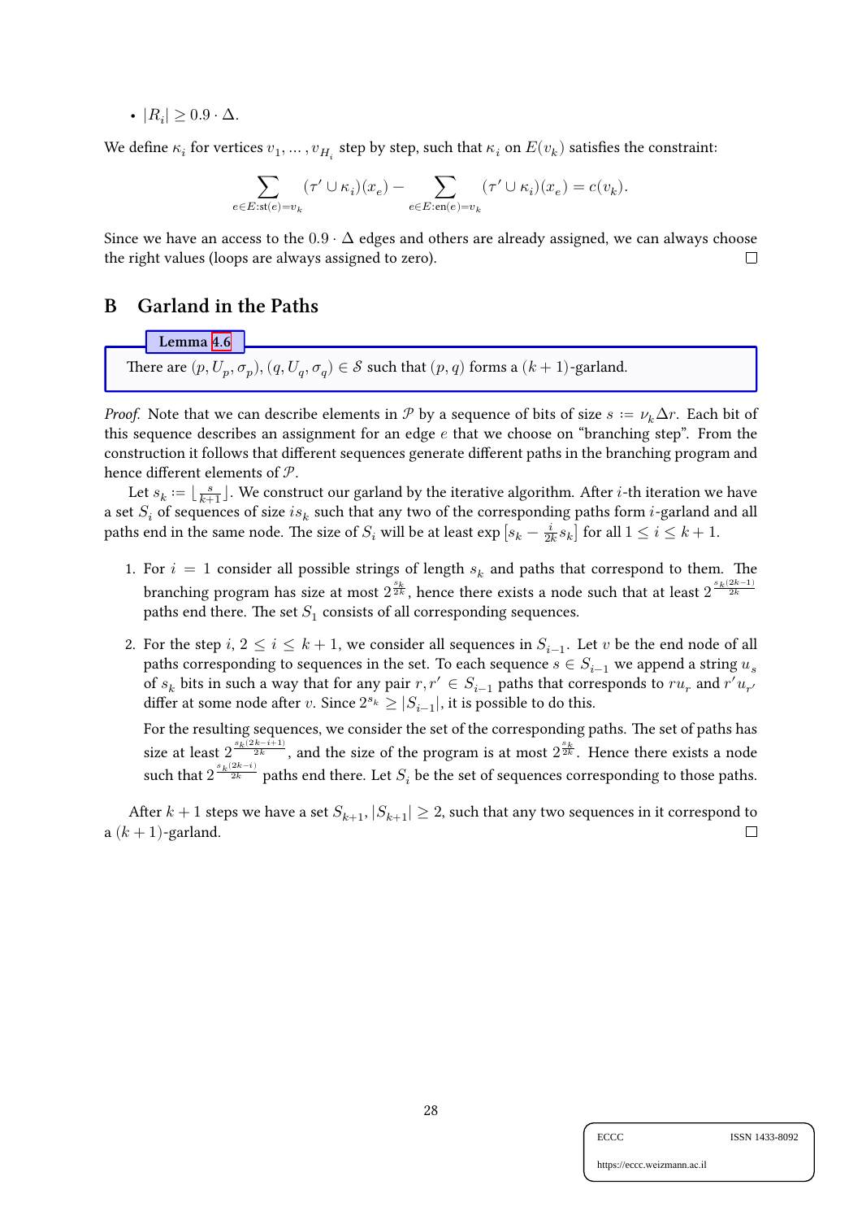- $|R_i| \geq 0.9 \cdot \Delta$.

We define $\kappa_i$ for vertices $v_1, \ldots, v_{H_i}$ step by step, such that $\kappa_i$ on $E(v_k)$ satisfies the constraint:

$$\sum_{e \in E : \mathrm{st}(e) = v_k} (\tau' \cup \kappa_i)(x_e) - \sum_{e \in E : \mathrm{en}(e) = v_k} (\tau' \cup \kappa_i)(x_e) = c(v_k).$$

Since we have an access to the $0.9 \cdot \Delta$ edges and others are already assigned, we can always choose the right values (loops are always assigned to zero). ☐

# B Garland in the Paths

**Lemma 4.6**

There are $(p, U_p, \sigma_p), (q, U_q, \sigma_q) \in \mathcal{S}$ such that $(p, q)$ forms a $(k+1)$-garland.

*Proof.* Note that we can describe elements in $\mathcal{P}$ by a sequence of bits of size $s := \nu_k \Delta r$. Each bit of this sequence describes an assignment for an edge $e$ that we choose on "branching step". From the construction it follows that different sequences generate different paths in the branching program and hence different elements of $\mathcal{P}$.

Let $s_k := \lfloor \frac{s}{k+1} \rfloor$. We construct our garland by the iterative algorithm. After $i$-th iteration we have a set $S_i$ of sequences of size $is_k$ such that any two of the corresponding paths form $i$-garland and all paths end in the same node. The size of $S_i$ will be at least $\exp\left[s_k - \frac{i}{2k} s_k\right]$ for all $1 \leq i \leq k+1$.

1. For $i = 1$ consider all possible strings of length $s_k$ and paths that correspond to them. The branching program has size at most $2^{\frac{s_k}{2k}}$, hence there exists a node such that at least $2^{\frac{s_k(2k-1)}{2k}}$ paths end there. The set $S_1$ consists of all corresponding sequences.

2. For the step $i$, $2 \leq i \leq k+1$, we consider all sequences in $S_{i-1}$. Let $v$ be the end node of all paths corresponding to sequences in the set. To each sequence $s \in S_{i-1}$ we append a string $u_s$ of $s_k$ bits in such a way that for any pair $r, r' \in S_{i-1}$ paths that corresponds to $ru_r$ and $r'u_{r'}$ differ at some node after $v$. Since $2^{s_k} \geq |S_{i-1}|$, it is possible to do this.

   For the resulting sequences, we consider the set of the corresponding paths. The set of paths has size at least $2^{\frac{s_k(2k-i+1)}{2k}}$, and the size of the program is at most $2^{\frac{s_k}{2k}}$. Hence there exists a node such that $2^{\frac{s_k(2k-i)}{2k}}$ paths end there. Let $S_i$ be the set of sequences corresponding to those paths.

After $k+1$ steps we have a set $S_{k+1}, |S_{k+1}| \geq 2$, such that any two sequences in it correspond to a $(k+1)$-garland. ☐